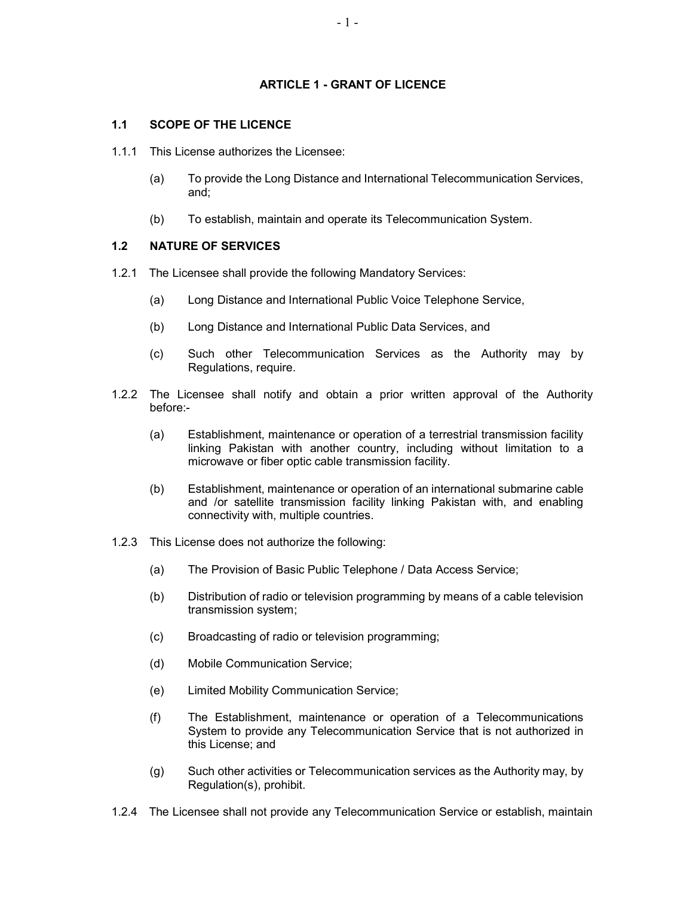## ARTICLE 1 - GRANT OF LICENCE

### 1.1 SCOPE OF THE LICENCE

1.1.1 This License authorizes the Licensee:

(a) To provide the Long Distance and International Telecommunication Services, and;

(b) To establish, maintain and operate its Telecommunication System.

### 1.2 NATURE OF SERVICES

1.2.1 The Licensee shall provide the following Mandatory Services:

(a) Long Distance and International Public Voice Telephone Service,

(b) Long Distance and International Public Data Services, and

(c) Such other Telecommunication Services as the Authority may by Regulations, require.

1.2.2 The Licensee shall notify and obtain a prior written approval of the Authority before:-

(a) Establishment, maintenance or operation of a terrestrial transmission facility linking Pakistan with another country, including without limitation to a microwave or fiber optic cable transmission facility.

(b) Establishment, maintenance or operation of an international submarine cable and /or satellite transmission facility linking Pakistan with, and enabling connectivity with, multiple countries.

1.2.3 This License does not authorize the following:

(a) The Provision of Basic Public Telephone / Data Access Service;

(b) Distribution of radio or television programming by means of a cable television transmission system;

(c) Broadcasting of radio or television programming;

(d) Mobile Communication Service;

(e) Limited Mobility Communication Service;

(f) The Establishment, maintenance or operation of a Telecommunications System to provide any Telecommunication Service that is not authorized in this License; and

(g) Such other activities or Telecommunication services as the Authority may, by Regulation(s), prohibit.

1.2.4 The Licensee shall not provide any Telecommunication Service or establish, maintain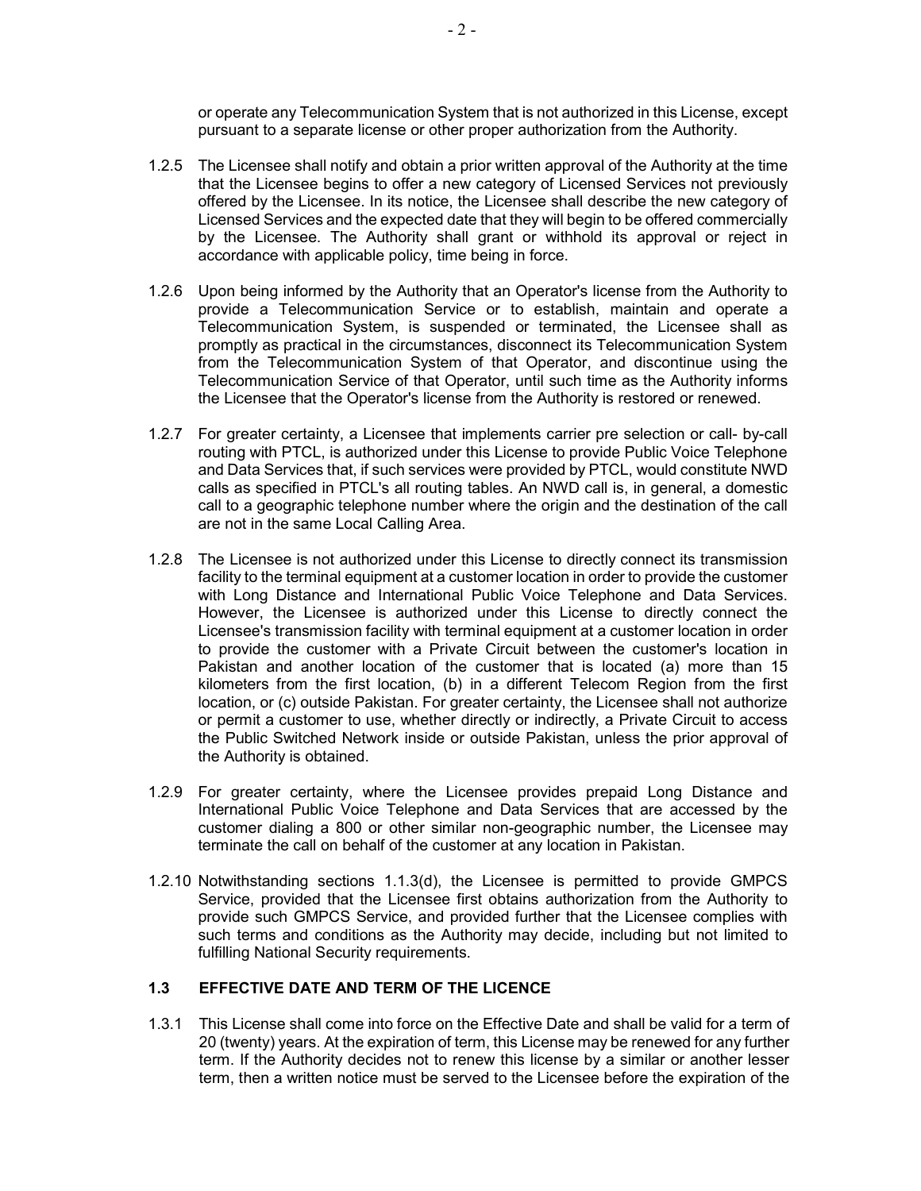or operate any Telecommunication System that is not authorized in this License, except pursuant to a separate license or other proper authorization from the Authority.

1.2.5 The Licensee shall notify and obtain a prior written approval of the Authority at the time that the Licensee begins to offer a new category of Licensed Services not previously offered by the Licensee. In its notice, the Licensee shall describe the new category of Licensed Services and the expected date that they will begin to be offered commercially by the Licensee. The Authority shall grant or withhold its approval or reject in accordance with applicable policy, time being in force.

1.2.6 Upon being informed by the Authority that an Operator's license from the Authority to provide a Telecommunication Service or to establish, maintain and operate a Telecommunication System, is suspended or terminated, the Licensee shall as promptly as practical in the circumstances, disconnect its Telecommunication System from the Telecommunication System of that Operator, and discontinue using the Telecommunication Service of that Operator, until such time as the Authority informs the Licensee that the Operator's license from the Authority is restored or renewed.

1.2.7 For greater certainty, a Licensee that implements carrier pre selection or call- by-call routing with PTCL, is authorized under this License to provide Public Voice Telephone and Data Services that, if such services were provided by PTCL, would constitute NWD calls as specified in PTCL's all routing tables. An NWD call is, in general, a domestic call to a geographic telephone number where the origin and the destination of the call are not in the same Local Calling Area.

1.2.8 The Licensee is not authorized under this License to directly connect its transmission facility to the terminal equipment at a customer location in order to provide the customer with Long Distance and International Public Voice Telephone and Data Services. However, the Licensee is authorized under this License to directly connect the Licensee's transmission facility with terminal equipment at a customer location in order to provide the customer with a Private Circuit between the customer's location in Pakistan and another location of the customer that is located (a) more than 15 kilometers from the first location, (b) in a different Telecom Region from the first location, or (c) outside Pakistan. For greater certainty, the Licensee shall not authorize or permit a customer to use, whether directly or indirectly, a Private Circuit to access the Public Switched Network inside or outside Pakistan, unless the prior approval of the Authority is obtained.

1.2.9 For greater certainty, where the Licensee provides prepaid Long Distance and International Public Voice Telephone and Data Services that are accessed by the customer dialing a 800 or other similar non-geographic number, the Licensee may terminate the call on behalf of the customer at any location in Pakistan.

1.2.10 Notwithstanding sections 1.1.3(d), the Licensee is permitted to provide GMPCS Service, provided that the Licensee first obtains authorization from the Authority to provide such GMPCS Service, and provided further that the Licensee complies with such terms and conditions as the Authority may decide, including but not limited to fulfilling National Security requirements.

### 1.3 EFFECTIVE DATE AND TERM OF THE LICENCE

1.3.1 This License shall come into force on the Effective Date and shall be valid for a term of 20 (twenty) years. At the expiration of term, this License may be renewed for any further term. If the Authority decides not to renew this license by a similar or another lesser term, then a written notice must be served to the Licensee before the expiration of the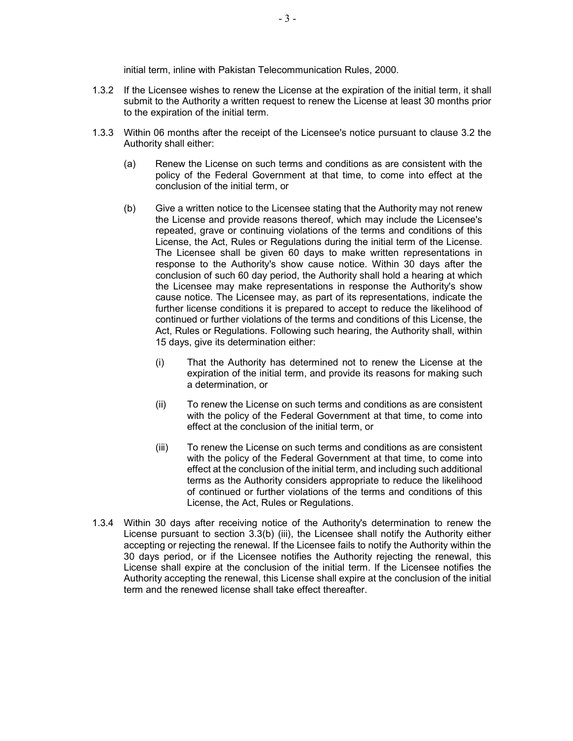initial term, inline with Pakistan Telecommunication Rules, 2000.

1.3.2 If the Licensee wishes to renew the License at the expiration of the initial term, it shall submit to the Authority a written request to renew the License at least 30 months prior to the expiration of the initial term.

1.3.3 Within 06 months after the receipt of the Licensee's notice pursuant to clause 3.2 the Authority shall either:

(a) Renew the License on such terms and conditions as are consistent with the policy of the Federal Government at that time, to come into effect at the conclusion of the initial term, or

(b) Give a written notice to the Licensee stating that the Authority may not renew the License and provide reasons thereof, which may include the Licensee's repeated, grave or continuing violations of the terms and conditions of this License, the Act, Rules or Regulations during the initial term of the License. The Licensee shall be given 60 days to make written representations in response to the Authority's show cause notice. Within 30 days after the conclusion of such 60 day period, the Authority shall hold a hearing at which the Licensee may make representations in response the Authority's show cause notice. The Licensee may, as part of its representations, indicate the further license conditions it is prepared to accept to reduce the likelihood of continued or further violations of the terms and conditions of this License, the Act, Rules or Regulations. Following such hearing, the Authority shall, within 15 days, give its determination either:

(i) That the Authority has determined not to renew the License at the expiration of the initial term, and provide its reasons for making such a determination, or

(ii) To renew the License on such terms and conditions as are consistent with the policy of the Federal Government at that time, to come into effect at the conclusion of the initial term, or

(iii) To renew the License on such terms and conditions as are consistent with the policy of the Federal Government at that time, to come into effect at the conclusion of the initial term, and including such additional terms as the Authority considers appropriate to reduce the likelihood of continued or further violations of the terms and conditions of this License, the Act, Rules or Regulations.

1.3.4 Within 30 days after receiving notice of the Authority's determination to renew the License pursuant to section 3.3(b) (iii), the Licensee shall notify the Authority either accepting or rejecting the renewal. If the Licensee fails to notify the Authority within the 30 days period, or if the Licensee notifies the Authority rejecting the renewal, this License shall expire at the conclusion of the initial term. If the Licensee notifies the Authority accepting the renewal, this License shall expire at the conclusion of the initial term and the renewed license shall take effect thereafter.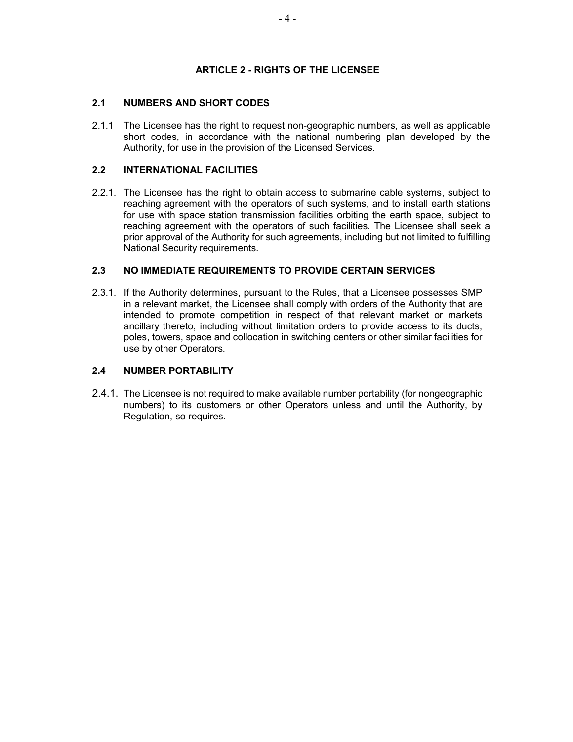## ARTICLE 2 - RIGHTS OF THE LICENSEE

### 2.1 NUMBERS AND SHORT CODES

2.1.1 The Licensee has the right to request non-geographic numbers, as well as applicable short codes, in accordance with the national numbering plan developed by the Authority, for use in the provision of the Licensed Services.

### 2.2 INTERNATIONAL FACILITIES

2.2.1. The Licensee has the right to obtain access to submarine cable systems, subject to reaching agreement with the operators of such systems, and to install earth stations for use with space station transmission facilities orbiting the earth space, subject to reaching agreement with the operators of such facilities. The Licensee shall seek a prior approval of the Authority for such agreements, including but not limited to fulfilling National Security requirements.

### 2.3 NO IMMEDIATE REQUIREMENTS TO PROVIDE CERTAIN SERVICES

2.3.1. If the Authority determines, pursuant to the Rules, that a Licensee possesses SMP in a relevant market, the Licensee shall comply with orders of the Authority that are intended to promote competition in respect of that relevant market or markets ancillary thereto, including without limitation orders to provide access to its ducts, poles, towers, space and collocation in switching centers or other similar facilities for use by other Operators.

### 2.4 NUMBER PORTABILITY

2.4.1. The Licensee is not required to make available number portability (for nongeographic numbers) to its customers or other Operators unless and until the Authority, by Regulation, so requires.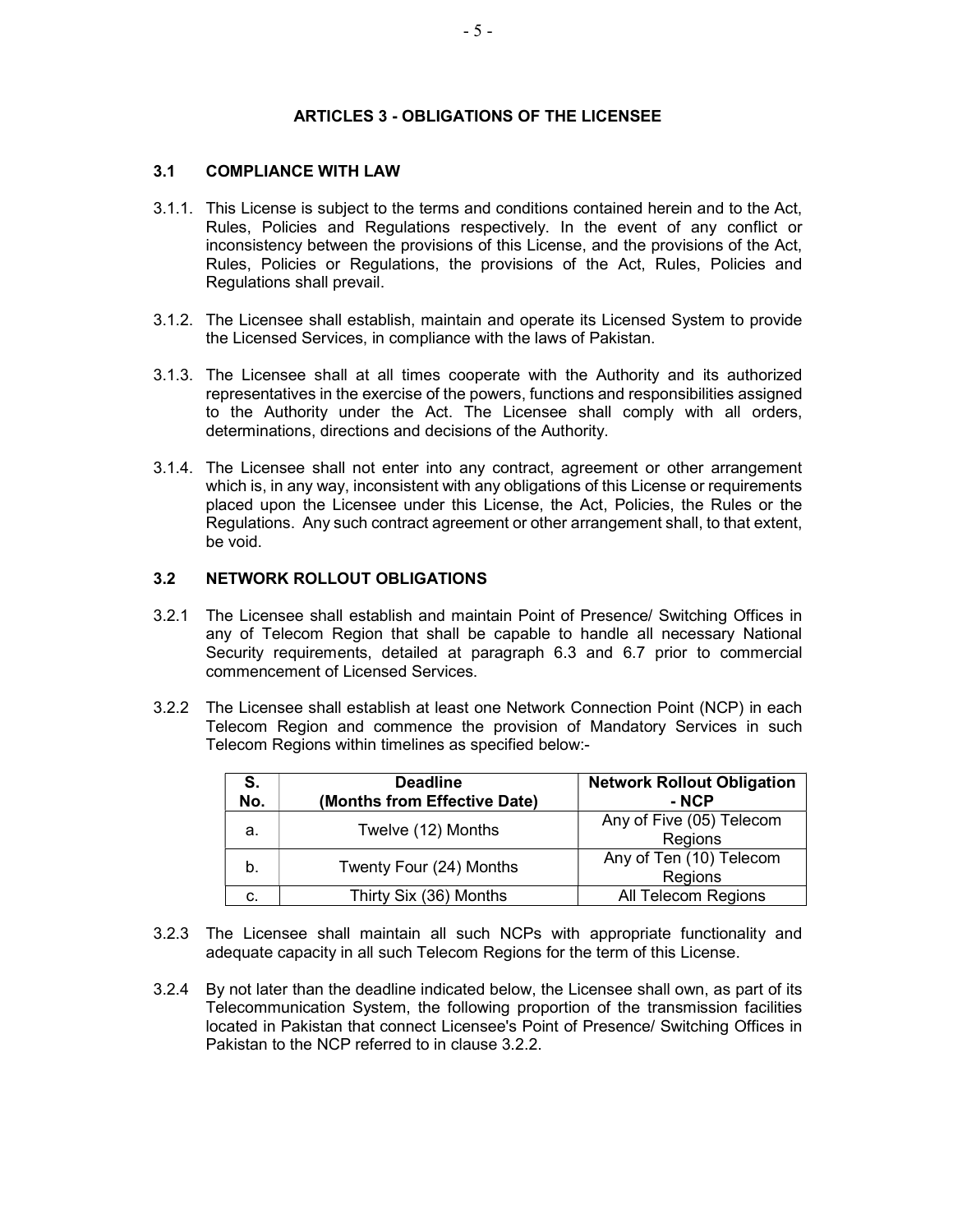# ARTICLES 3 - OBLIGATIONS OF THE LICENSEE

## 3.1 COMPLIANCE WITH LAW

3.1.1. This License is subject to the terms and conditions contained herein and to the Act, Rules, Policies and Regulations respectively. In the event of any conflict or inconsistency between the provisions of this License, and the provisions of the Act, Rules, Policies or Regulations, the provisions of the Act, Rules, Policies and Regulations shall prevail.

3.1.2. The Licensee shall establish, maintain and operate its Licensed System to provide the Licensed Services, in compliance with the laws of Pakistan.

3.1.3. The Licensee shall at all times cooperate with the Authority and its authorized representatives in the exercise of the powers, functions and responsibilities assigned to the Authority under the Act. The Licensee shall comply with all orders, determinations, directions and decisions of the Authority.

3.1.4. The Licensee shall not enter into any contract, agreement or other arrangement which is, in any way, inconsistent with any obligations of this License or requirements placed upon the Licensee under this License, the Act, Policies, the Rules or the Regulations. Any such contract agreement or other arrangement shall, to that extent, be void.

## 3.2 NETWORK ROLLOUT OBLIGATIONS

3.2.1 The Licensee shall establish and maintain Point of Presence/ Switching Offices in any of Telecom Region that shall be capable to handle all necessary National Security requirements, detailed at paragraph 6.3 and 6.7 prior to commercial commencement of Licensed Services.

3.2.2 The Licensee shall establish at least one Network Connection Point (NCP) in each Telecom Region and commence the provision of Mandatory Services in such Telecom Regions within timelines as specified below:-

| S. No. | Deadline (Months from Effective Date) | Network Rollout Obligation - NCP |
|---|---|---|
| a. | Twelve (12) Months | Any of Five (05) Telecom Regions |
| b. | Twenty Four (24) Months | Any of Ten (10) Telecom Regions |
| c. | Thirty Six (36) Months | All Telecom Regions |

3.2.3 The Licensee shall maintain all such NCPs with appropriate functionality and adequate capacity in all such Telecom Regions for the term of this License.

3.2.4 By not later than the deadline indicated below, the Licensee shall own, as part of its Telecommunication System, the following proportion of the transmission facilities located in Pakistan that connect Licensee's Point of Presence/ Switching Offices in Pakistan to the NCP referred to in clause 3.2.2.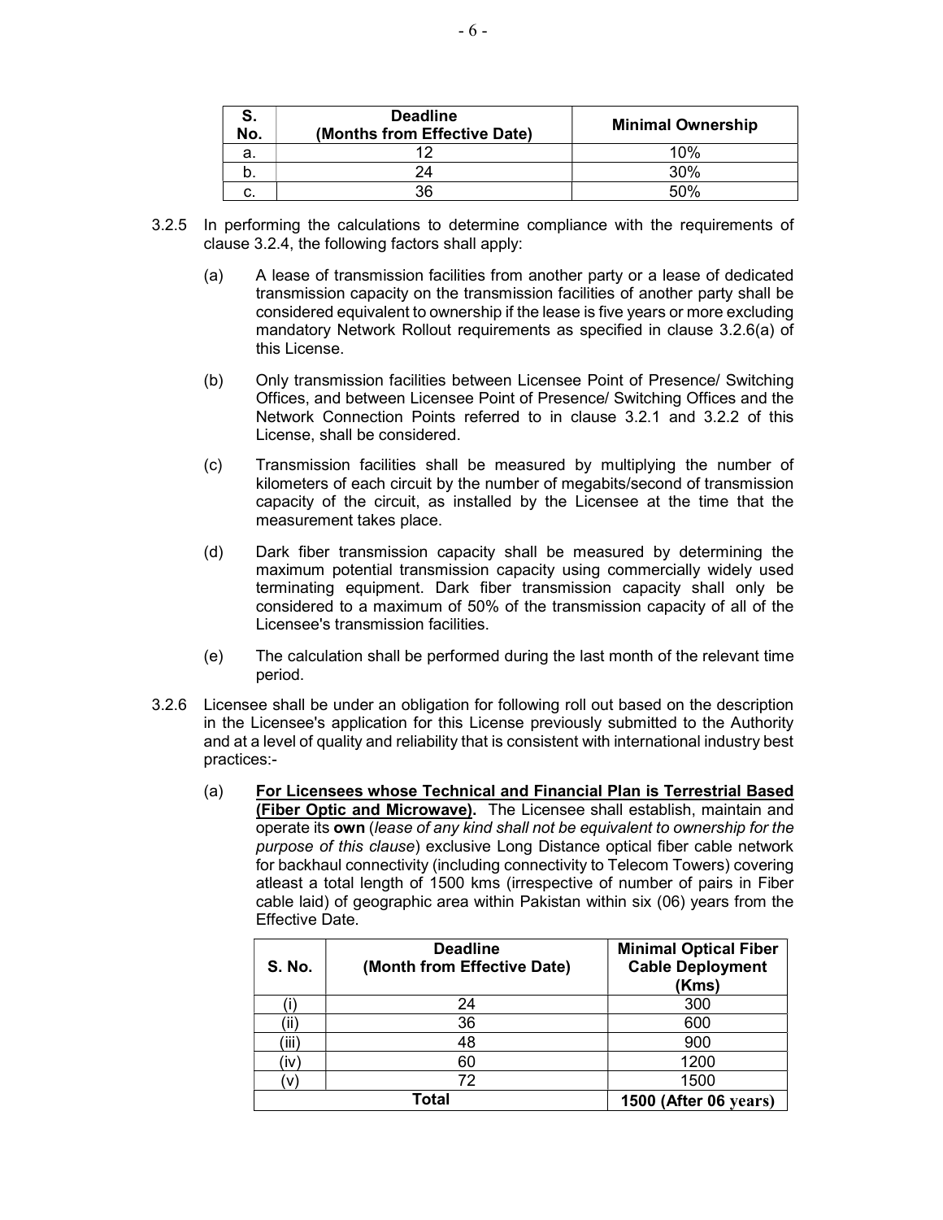| S. No. | Deadline (Months from Effective Date) | Minimal Ownership |
|---|---|---|
| a. | 12 | 10% |
| b. | 24 | 30% |
| c. | 36 | 50% |

3.2.5 In performing the calculations to determine compliance with the requirements of clause 3.2.4, the following factors shall apply:

(a) A lease of transmission facilities from another party or a lease of dedicated transmission capacity on the transmission facilities of another party shall be considered equivalent to ownership if the lease is five years or more excluding mandatory Network Rollout requirements as specified in clause 3.2.6(a) of this License.

(b) Only transmission facilities between Licensee Point of Presence/ Switching Offices, and between Licensee Point of Presence/ Switching Offices and the Network Connection Points referred to in clause 3.2.1 and 3.2.2 of this License, shall be considered.

(c) Transmission facilities shall be measured by multiplying the number of kilometers of each circuit by the number of megabits/second of transmission capacity of the circuit, as installed by the Licensee at the time that the measurement takes place.

(d) Dark fiber transmission capacity shall be measured by determining the maximum potential transmission capacity using commercially widely used terminating equipment. Dark fiber transmission capacity shall only be considered to a maximum of 50% of the transmission capacity of all of the Licensee's transmission facilities.

(e) The calculation shall be performed during the last month of the relevant time period.

3.2.6 Licensee shall be under an obligation for following roll out based on the description in the Licensee's application for this License previously submitted to the Authority and at a level of quality and reliability that is consistent with international industry best practices:-

(a) **For Licensees whose Technical and Financial Plan is Terrestrial Based (Fiber Optic and Microwave).** The Licensee shall establish, maintain and operate its **own** (*lease of any kind shall not be equivalent to ownership for the purpose of this clause*) exclusive Long Distance optical fiber cable network for backhaul connectivity (including connectivity to Telecom Towers) covering atleast a total length of 1500 kms (irrespective of number of pairs in Fiber cable laid) of geographic area within Pakistan within six (06) years from the Effective Date.

| S. No. | Deadline (Month from Effective Date) | Minimal Optical Fiber Cable Deployment (Kms) |
|---|---|---|
| (i) | 24 | 300 |
| (ii) | 36 | 600 |
| (iii) | 48 | 900 |
| (iv) | 60 | 1200 |
| (v) | 72 | 1500 |
| **Total** | | **1500 (After 06 years)** |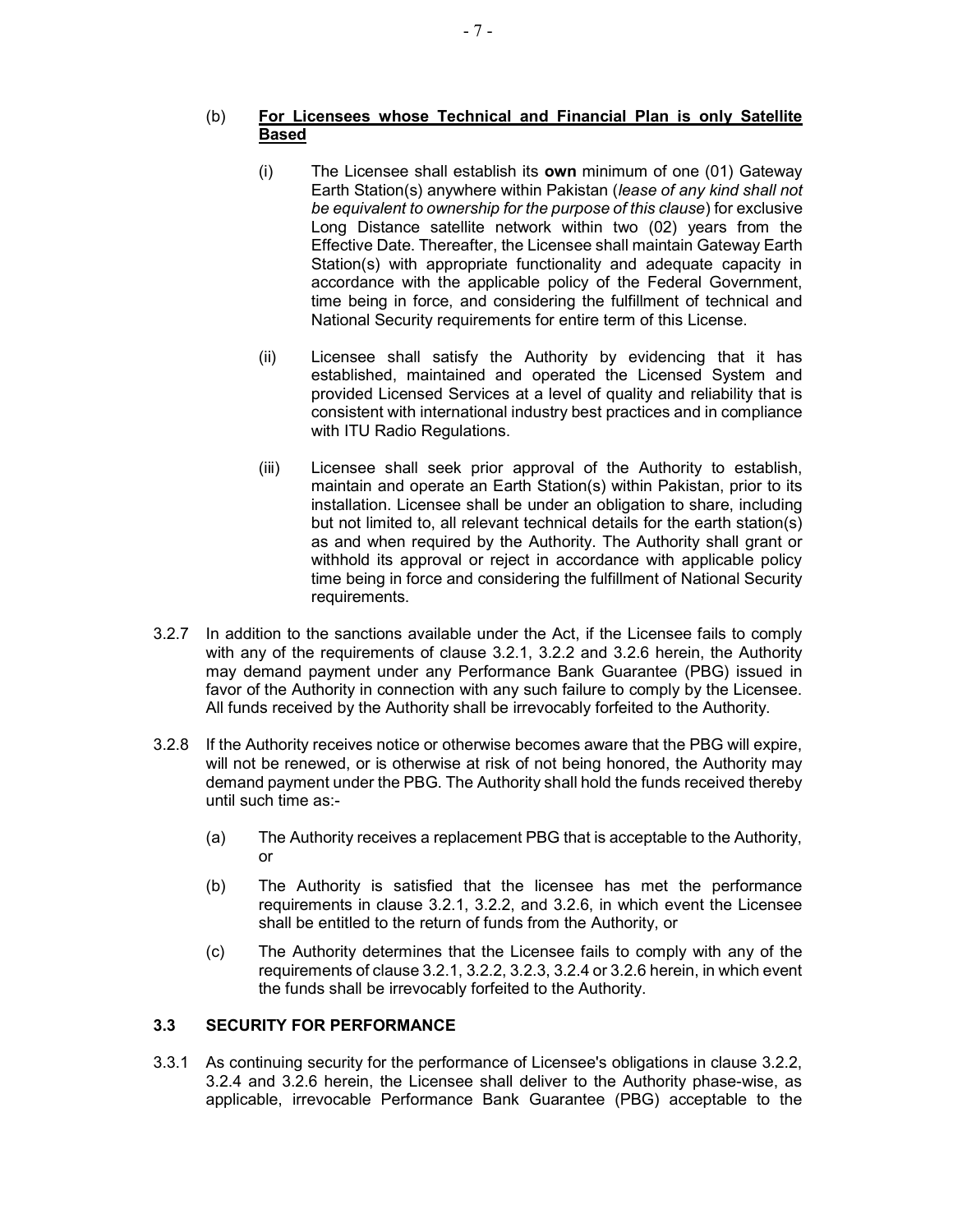(b) **<u>For Licensees whose Technical and Financial Plan is only Satellite Based</u>**

(i) The Licensee shall establish its **own** minimum of one (01) Gateway Earth Station(s) anywhere within Pakistan (*lease of any kind shall not be equivalent to ownership for the purpose of this clause*) for exclusive Long Distance satellite network within two (02) years from the Effective Date. Thereafter, the Licensee shall maintain Gateway Earth Station(s) with appropriate functionality and adequate capacity in accordance with the applicable policy of the Federal Government, time being in force, and considering the fulfillment of technical and National Security requirements for entire term of this License.

(ii) Licensee shall satisfy the Authority by evidencing that it has established, maintained and operated the Licensed System and provided Licensed Services at a level of quality and reliability that is consistent with international industry best practices and in compliance with ITU Radio Regulations.

(iii) Licensee shall seek prior approval of the Authority to establish, maintain and operate an Earth Station(s) within Pakistan, prior to its installation. Licensee shall be under an obligation to share, including but not limited to, all relevant technical details for the earth station(s) as and when required by the Authority. The Authority shall grant or withhold its approval or reject in accordance with applicable policy time being in force and considering the fulfillment of National Security requirements.

3.2.7 In addition to the sanctions available under the Act, if the Licensee fails to comply with any of the requirements of clause 3.2.1, 3.2.2 and 3.2.6 herein, the Authority may demand payment under any Performance Bank Guarantee (PBG) issued in favor of the Authority in connection with any such failure to comply by the Licensee. All funds received by the Authority shall be irrevocably forfeited to the Authority.

3.2.8 If the Authority receives notice or otherwise becomes aware that the PBG will expire, will not be renewed, or is otherwise at risk of not being honored, the Authority may demand payment under the PBG. The Authority shall hold the funds received thereby until such time as:-

(a) The Authority receives a replacement PBG that is acceptable to the Authority, or

(b) The Authority is satisfied that the licensee has met the performance requirements in clause 3.2.1, 3.2.2, and 3.2.6, in which event the Licensee shall be entitled to the return of funds from the Authority, or

(c) The Authority determines that the Licensee fails to comply with any of the requirements of clause 3.2.1, 3.2.2, 3.2.3, 3.2.4 or 3.2.6 herein, in which event the funds shall be irrevocably forfeited to the Authority.

### 3.3 SECURITY FOR PERFORMANCE

3.3.1 As continuing security for the performance of Licensee's obligations in clause 3.2.2, 3.2.4 and 3.2.6 herein, the Licensee shall deliver to the Authority phase-wise, as applicable, irrevocable Performance Bank Guarantee (PBG) acceptable to the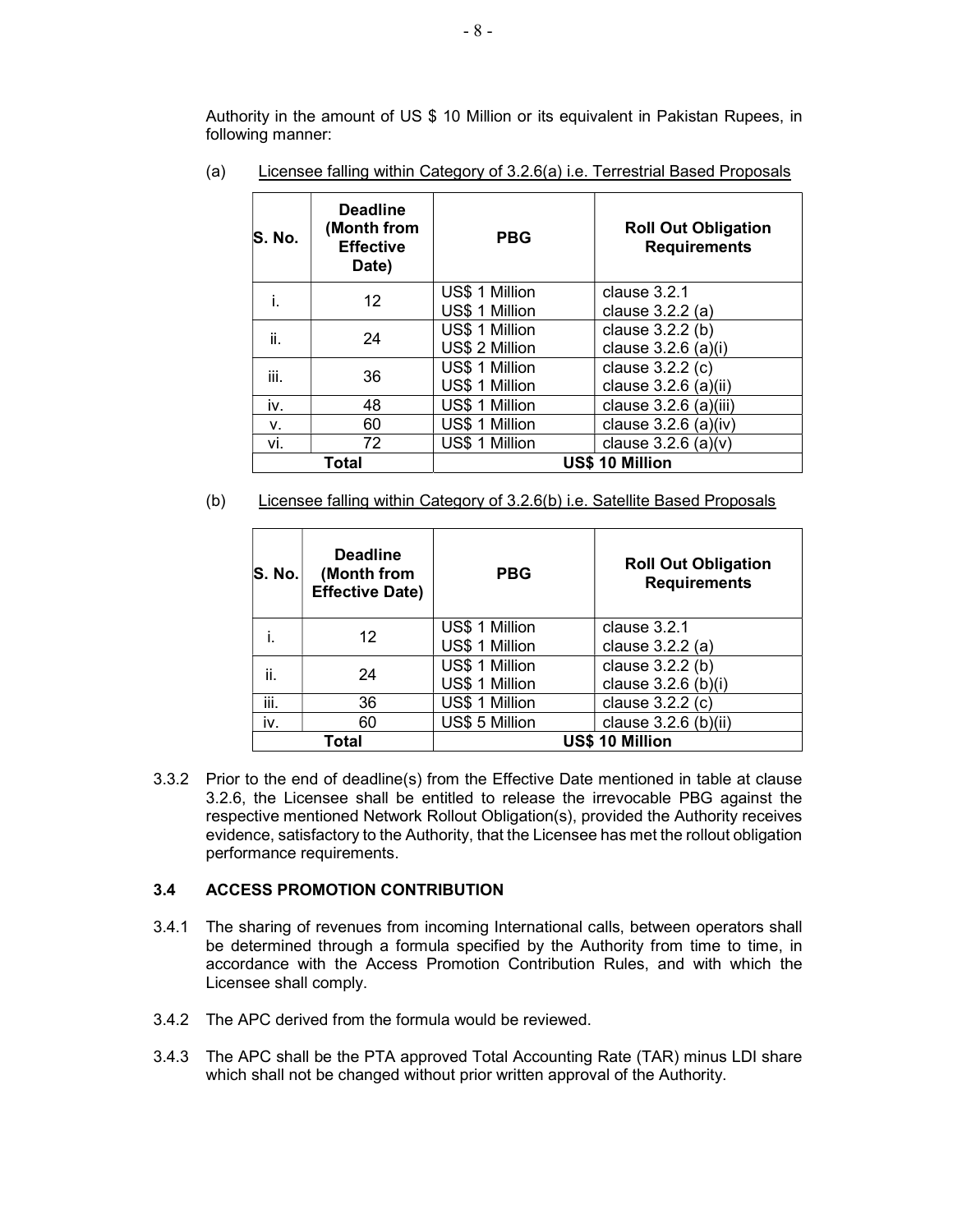Authority in the amount of US $ 10 Million or its equivalent in Pakistan Rupees, in following manner:

(a) Licensee falling within Category of 3.2.6(a) i.e. Terrestrial Based Proposals

| S. No. | Deadline (Month from Effective Date) | PBG | Roll Out Obligation Requirements |
|---|---|---|---|
| i. | 12 | US$ 1 Million<br>US$ 1 Million | clause 3.2.1<br>clause 3.2.2 (a) |
| ii. | 24 | US$ 1 Million<br>US$ 2 Million | clause 3.2.2 (b)<br>clause 3.2.6 (a)(i) |
| iii. | 36 | US$ 1 Million<br>US$ 1 Million | clause 3.2.2 (c)<br>clause 3.2.6 (a)(ii) |
| iv. | 48 | US$ 1 Million | clause 3.2.6 (a)(iii) |
| v. | 60 | US$ 1 Million | clause 3.2.6 (a)(iv) |
| vi. | 72 | US$ 1 Million | clause 3.2.6 (a)(v) |
| **Total** | | **US$ 10 Million** | |

(b) Licensee falling within Category of 3.2.6(b) i.e. Satellite Based Proposals

| S. No. | Deadline (Month from Effective Date) | PBG | Roll Out Obligation Requirements |
|---|---|---|---|
| i. | 12 | US$ 1 Million<br>US$ 1 Million | clause 3.2.1<br>clause 3.2.2 (a) |
| ii. | 24 | US$ 1 Million<br>US$ 1 Million | clause 3.2.2 (b)<br>clause 3.2.6 (b)(i) |
| iii. | 36 | US$ 1 Million | clause 3.2.2 (c) |
| iv. | 60 | US$ 5 Million | clause 3.2.6 (b)(ii) |
| **Total** | | **US$ 10 Million** | |

3.3.2 Prior to the end of deadline(s) from the Effective Date mentioned in table at clause 3.2.6, the Licensee shall be entitled to release the irrevocable PBG against the respective mentioned Network Rollout Obligation(s), provided the Authority receives evidence, satisfactory to the Authority, that the Licensee has met the rollout obligation performance requirements.

### 3.4 ACCESS PROMOTION CONTRIBUTION

3.4.1 The sharing of revenues from incoming International calls, between operators shall be determined through a formula specified by the Authority from time to time, in accordance with the Access Promotion Contribution Rules, and with which the Licensee shall comply.

3.4.2 The APC derived from the formula would be reviewed.

3.4.3 The APC shall be the PTA approved Total Accounting Rate (TAR) minus LDI share which shall not be changed without prior written approval of the Authority.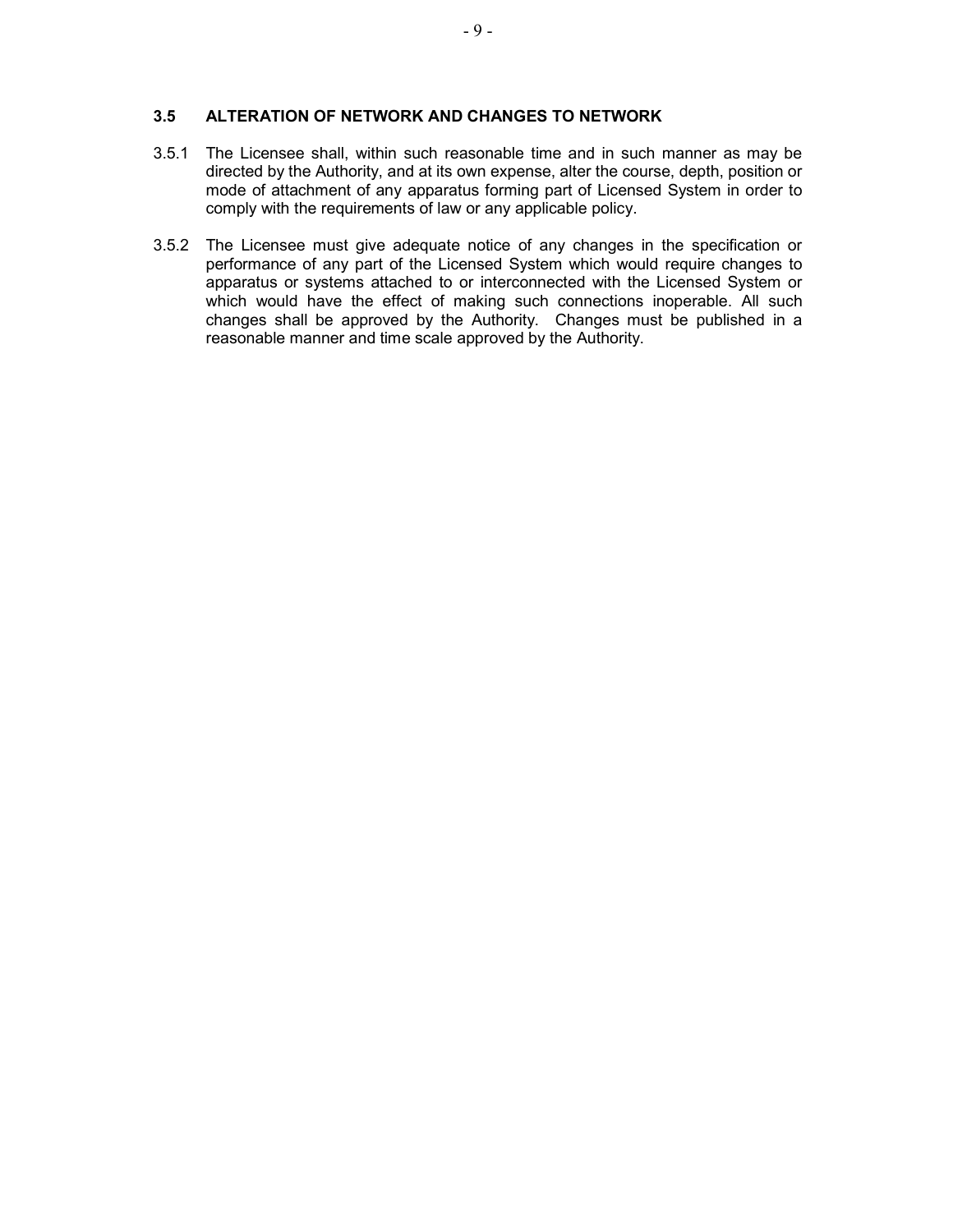### 3.5 ALTERATION OF NETWORK AND CHANGES TO NETWORK

3.5.1 The Licensee shall, within such reasonable time and in such manner as may be directed by the Authority, and at its own expense, alter the course, depth, position or mode of attachment of any apparatus forming part of Licensed System in order to comply with the requirements of law or any applicable policy.

3.5.2 The Licensee must give adequate notice of any changes in the specification or performance of any part of the Licensed System which would require changes to apparatus or systems attached to or interconnected with the Licensed System or which would have the effect of making such connections inoperable. All such changes shall be approved by the Authority. Changes must be published in a reasonable manner and time scale approved by the Authority.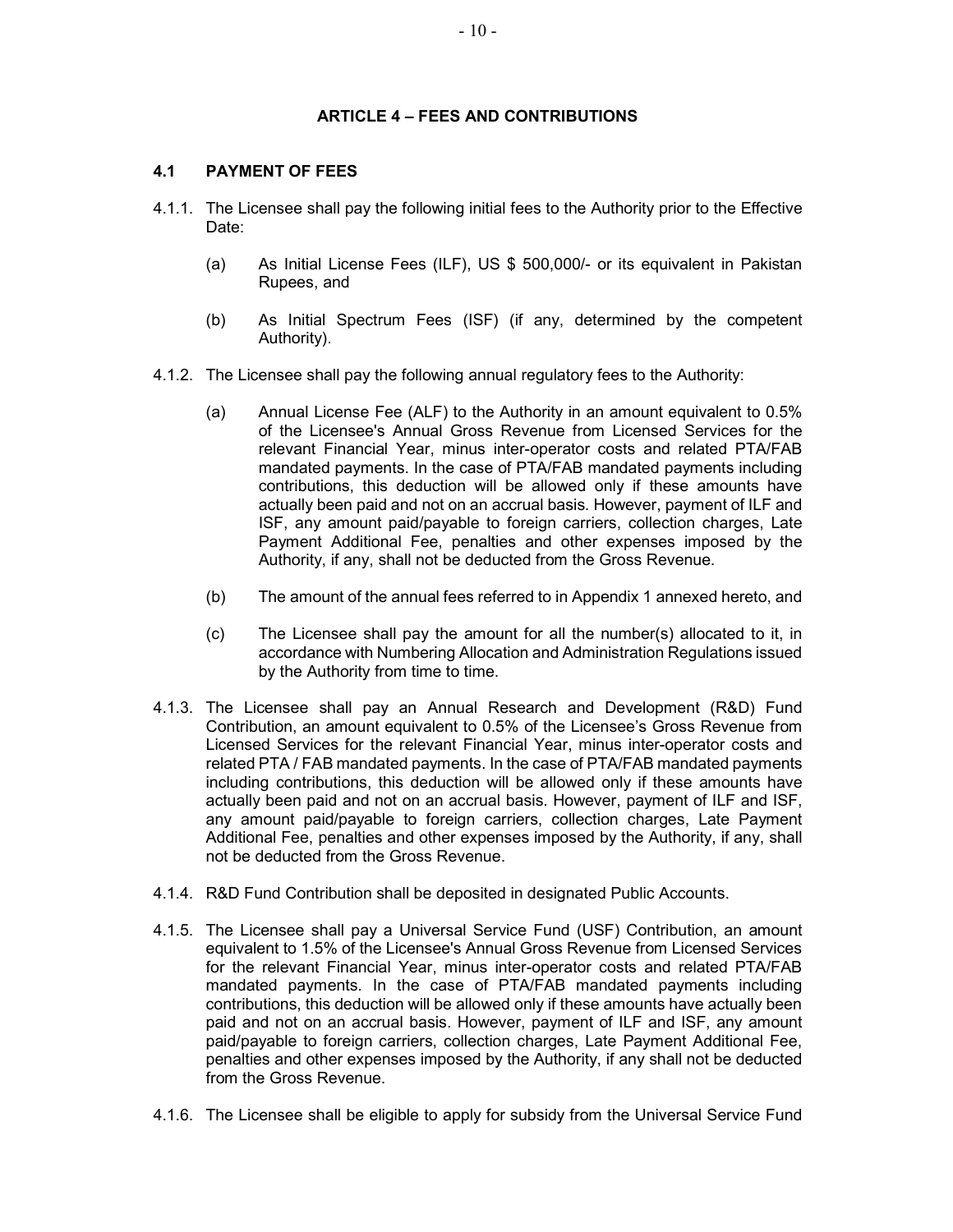## ARTICLE 4 – FEES AND CONTRIBUTIONS

### 4.1 PAYMENT OF FEES

4.1.1. The Licensee shall pay the following initial fees to the Authority prior to the Effective Date:

(a) As Initial License Fees (ILF), US $ 500,000/- or its equivalent in Pakistan Rupees, and

(b) As Initial Spectrum Fees (ISF) (if any, determined by the competent Authority).

4.1.2. The Licensee shall pay the following annual regulatory fees to the Authority:

(a) Annual License Fee (ALF) to the Authority in an amount equivalent to 0.5% of the Licensee's Annual Gross Revenue from Licensed Services for the relevant Financial Year, minus inter-operator costs and related PTA/FAB mandated payments. In the case of PTA/FAB mandated payments including contributions, this deduction will be allowed only if these amounts have actually been paid and not on an accrual basis. However, payment of ILF and ISF, any amount paid/payable to foreign carriers, collection charges, Late Payment Additional Fee, penalties and other expenses imposed by the Authority, if any, shall not be deducted from the Gross Revenue.

(b) The amount of the annual fees referred to in Appendix 1 annexed hereto, and

(c) The Licensee shall pay the amount for all the number(s) allocated to it, in accordance with Numbering Allocation and Administration Regulations issued by the Authority from time to time.

4.1.3. The Licensee shall pay an Annual Research and Development (R&D) Fund Contribution, an amount equivalent to 0.5% of the Licensee's Gross Revenue from Licensed Services for the relevant Financial Year, minus inter-operator costs and related PTA / FAB mandated payments. In the case of PTA/FAB mandated payments including contributions, this deduction will be allowed only if these amounts have actually been paid and not on an accrual basis. However, payment of ILF and ISF, any amount paid/payable to foreign carriers, collection charges, Late Payment Additional Fee, penalties and other expenses imposed by the Authority, if any, shall not be deducted from the Gross Revenue.

4.1.4. R&D Fund Contribution shall be deposited in designated Public Accounts.

4.1.5. The Licensee shall pay a Universal Service Fund (USF) Contribution, an amount equivalent to 1.5% of the Licensee's Annual Gross Revenue from Licensed Services for the relevant Financial Year, minus inter-operator costs and related PTA/FAB mandated payments. In the case of PTA/FAB mandated payments including contributions, this deduction will be allowed only if these amounts have actually been paid and not on an accrual basis. However, payment of ILF and ISF, any amount paid/payable to foreign carriers, collection charges, Late Payment Additional Fee, penalties and other expenses imposed by the Authority, if any shall not be deducted from the Gross Revenue.

4.1.6. The Licensee shall be eligible to apply for subsidy from the Universal Service Fund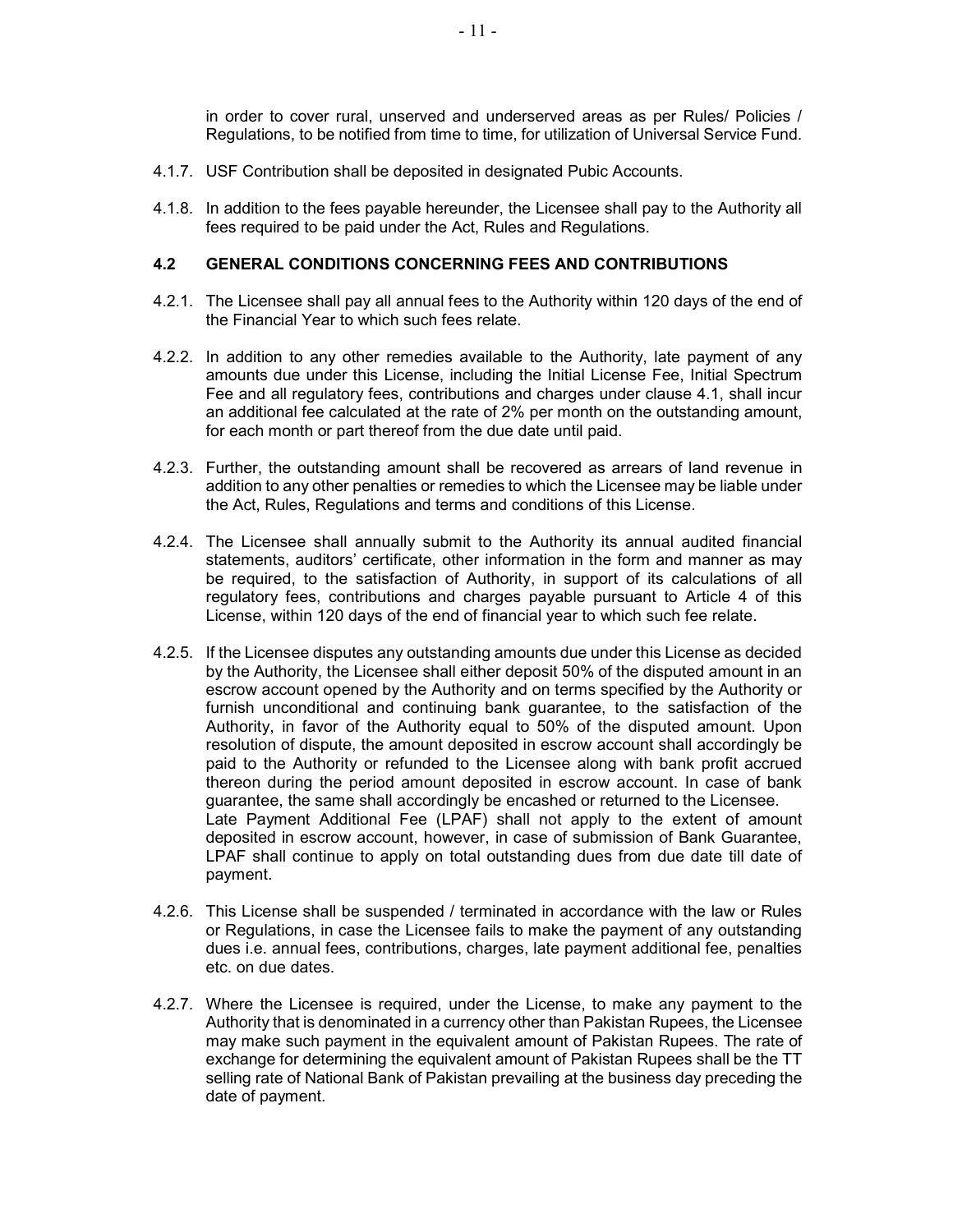in order to cover rural, unserved and underserved areas as per Rules/ Policies / Regulations, to be notified from time to time, for utilization of Universal Service Fund.

4.1.7. USF Contribution shall be deposited in designated Pubic Accounts.

4.1.8. In addition to the fees payable hereunder, the Licensee shall pay to the Authority all fees required to be paid under the Act, Rules and Regulations.

### 4.2 GENERAL CONDITIONS CONCERNING FEES AND CONTRIBUTIONS

4.2.1. The Licensee shall pay all annual fees to the Authority within 120 days of the end of the Financial Year to which such fees relate.

4.2.2. In addition to any other remedies available to the Authority, late payment of any amounts due under this License, including the Initial License Fee, Initial Spectrum Fee and all regulatory fees, contributions and charges under clause 4.1, shall incur an additional fee calculated at the rate of 2% per month on the outstanding amount, for each month or part thereof from the due date until paid.

4.2.3. Further, the outstanding amount shall be recovered as arrears of land revenue in addition to any other penalties or remedies to which the Licensee may be liable under the Act, Rules, Regulations and terms and conditions of this License.

4.2.4. The Licensee shall annually submit to the Authority its annual audited financial statements, auditors' certificate, other information in the form and manner as may be required, to the satisfaction of Authority, in support of its calculations of all regulatory fees, contributions and charges payable pursuant to Article 4 of this License, within 120 days of the end of financial year to which such fee relate.

4.2.5. If the Licensee disputes any outstanding amounts due under this License as decided by the Authority, the Licensee shall either deposit 50% of the disputed amount in an escrow account opened by the Authority and on terms specified by the Authority or furnish unconditional and continuing bank guarantee, to the satisfaction of the Authority, in favor of the Authority equal to 50% of the disputed amount. Upon resolution of dispute, the amount deposited in escrow account shall accordingly be paid to the Authority or refunded to the Licensee along with bank profit accrued thereon during the period amount deposited in escrow account. In case of bank guarantee, the same shall accordingly be encashed or returned to the Licensee.
Late Payment Additional Fee (LPAF) shall not apply to the extent of amount deposited in escrow account, however, in case of submission of Bank Guarantee, LPAF shall continue to apply on total outstanding dues from due date till date of payment.

4.2.6. This License shall be suspended / terminated in accordance with the law or Rules or Regulations, in case the Licensee fails to make the payment of any outstanding dues i.e. annual fees, contributions, charges, late payment additional fee, penalties etc. on due dates.

4.2.7. Where the Licensee is required, under the License, to make any payment to the Authority that is denominated in a currency other than Pakistan Rupees, the Licensee may make such payment in the equivalent amount of Pakistan Rupees. The rate of exchange for determining the equivalent amount of Pakistan Rupees shall be the TT selling rate of National Bank of Pakistan prevailing at the business day preceding the date of payment.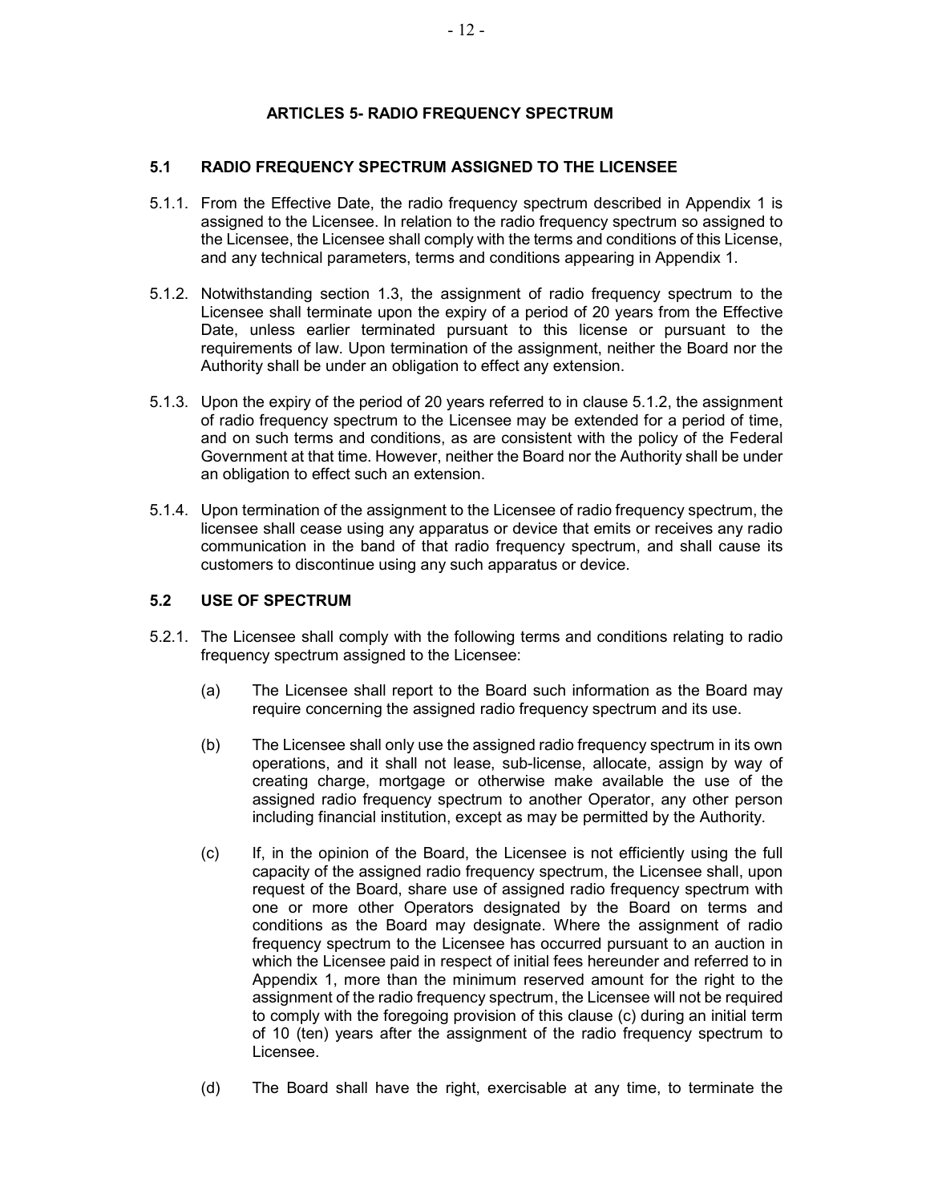## ARTICLES 5- RADIO FREQUENCY SPECTRUM

### 5.1 RADIO FREQUENCY SPECTRUM ASSIGNED TO THE LICENSEE

5.1.1. From the Effective Date, the radio frequency spectrum described in Appendix 1 is assigned to the Licensee. In relation to the radio frequency spectrum so assigned to the Licensee, the Licensee shall comply with the terms and conditions of this License, and any technical parameters, terms and conditions appearing in Appendix 1.

5.1.2. Notwithstanding section 1.3, the assignment of radio frequency spectrum to the Licensee shall terminate upon the expiry of a period of 20 years from the Effective Date, unless earlier terminated pursuant to this license or pursuant to the requirements of law. Upon termination of the assignment, neither the Board nor the Authority shall be under an obligation to effect any extension.

5.1.3. Upon the expiry of the period of 20 years referred to in clause 5.1.2, the assignment of radio frequency spectrum to the Licensee may be extended for a period of time, and on such terms and conditions, as are consistent with the policy of the Federal Government at that time. However, neither the Board nor the Authority shall be under an obligation to effect such an extension.

5.1.4. Upon termination of the assignment to the Licensee of radio frequency spectrum, the licensee shall cease using any apparatus or device that emits or receives any radio communication in the band of that radio frequency spectrum, and shall cause its customers to discontinue using any such apparatus or device.

### 5.2 USE OF SPECTRUM

5.2.1. The Licensee shall comply with the following terms and conditions relating to radio frequency spectrum assigned to the Licensee:

(a) The Licensee shall report to the Board such information as the Board may require concerning the assigned radio frequency spectrum and its use.

(b) The Licensee shall only use the assigned radio frequency spectrum in its own operations, and it shall not lease, sub-license, allocate, assign by way of creating charge, mortgage or otherwise make available the use of the assigned radio frequency spectrum to another Operator, any other person including financial institution, except as may be permitted by the Authority.

(c) If, in the opinion of the Board, the Licensee is not efficiently using the full capacity of the assigned radio frequency spectrum, the Licensee shall, upon request of the Board, share use of assigned radio frequency spectrum with one or more other Operators designated by the Board on terms and conditions as the Board may designate. Where the assignment of radio frequency spectrum to the Licensee has occurred pursuant to an auction in which the Licensee paid in respect of initial fees hereunder and referred to in Appendix 1, more than the minimum reserved amount for the right to the assignment of the radio frequency spectrum, the Licensee will not be required to comply with the foregoing provision of this clause (c) during an initial term of 10 (ten) years after the assignment of the radio frequency spectrum to Licensee.

(d) The Board shall have the right, exercisable at any time, to terminate the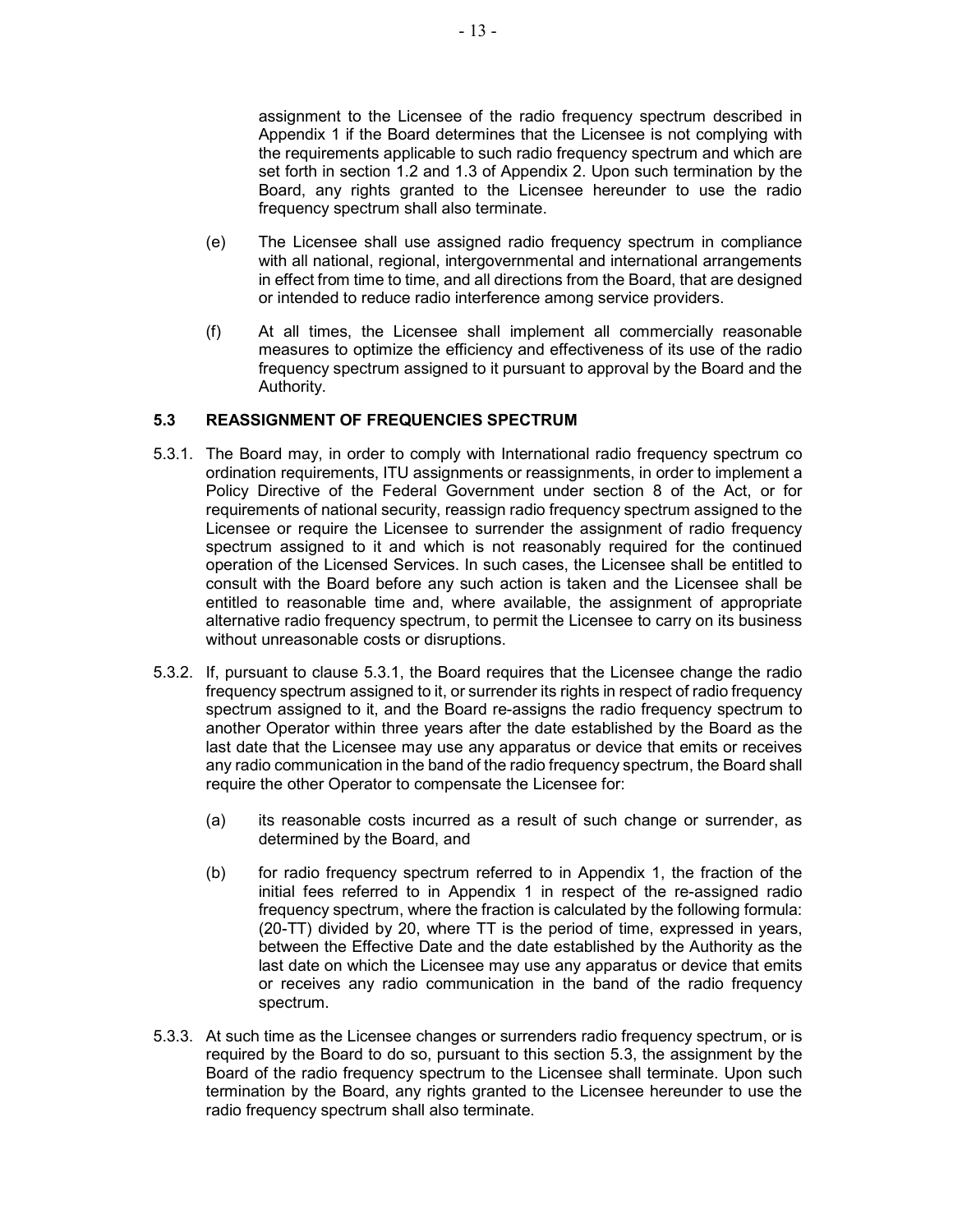assignment to the Licensee of the radio frequency spectrum described in Appendix 1 if the Board determines that the Licensee is not complying with the requirements applicable to such radio frequency spectrum and which are set forth in section 1.2 and 1.3 of Appendix 2. Upon such termination by the Board, any rights granted to the Licensee hereunder to use the radio frequency spectrum shall also terminate.

(e) The Licensee shall use assigned radio frequency spectrum in compliance with all national, regional, intergovernmental and international arrangements in effect from time to time, and all directions from the Board, that are designed or intended to reduce radio interference among service providers.

(f) At all times, the Licensee shall implement all commercially reasonable measures to optimize the efficiency and effectiveness of its use of the radio frequency spectrum assigned to it pursuant to approval by the Board and the Authority.

### 5.3 REASSIGNMENT OF FREQUENCIES SPECTRUM

5.3.1. The Board may, in order to comply with International radio frequency spectrum co ordination requirements, ITU assignments or reassignments, in order to implement a Policy Directive of the Federal Government under section 8 of the Act, or for requirements of national security, reassign radio frequency spectrum assigned to the Licensee or require the Licensee to surrender the assignment of radio frequency spectrum assigned to it and which is not reasonably required for the continued operation of the Licensed Services. In such cases, the Licensee shall be entitled to consult with the Board before any such action is taken and the Licensee shall be entitled to reasonable time and, where available, the assignment of appropriate alternative radio frequency spectrum, to permit the Licensee to carry on its business without unreasonable costs or disruptions.

5.3.2. If, pursuant to clause 5.3.1, the Board requires that the Licensee change the radio frequency spectrum assigned to it, or surrender its rights in respect of radio frequency spectrum assigned to it, and the Board re-assigns the radio frequency spectrum to another Operator within three years after the date established by the Board as the last date that the Licensee may use any apparatus or device that emits or receives any radio communication in the band of the radio frequency spectrum, the Board shall require the other Operator to compensate the Licensee for:

(a) its reasonable costs incurred as a result of such change or surrender, as determined by the Board, and

(b) for radio frequency spectrum referred to in Appendix 1, the fraction of the initial fees referred to in Appendix 1 in respect of the re-assigned radio frequency spectrum, where the fraction is calculated by the following formula: (20-TT) divided by 20, where TT is the period of time, expressed in years, between the Effective Date and the date established by the Authority as the last date on which the Licensee may use any apparatus or device that emits or receives any radio communication in the band of the radio frequency spectrum.

5.3.3. At such time as the Licensee changes or surrenders radio frequency spectrum, or is required by the Board to do so, pursuant to this section 5.3, the assignment by the Board of the radio frequency spectrum to the Licensee shall terminate. Upon such termination by the Board, any rights granted to the Licensee hereunder to use the radio frequency spectrum shall also terminate.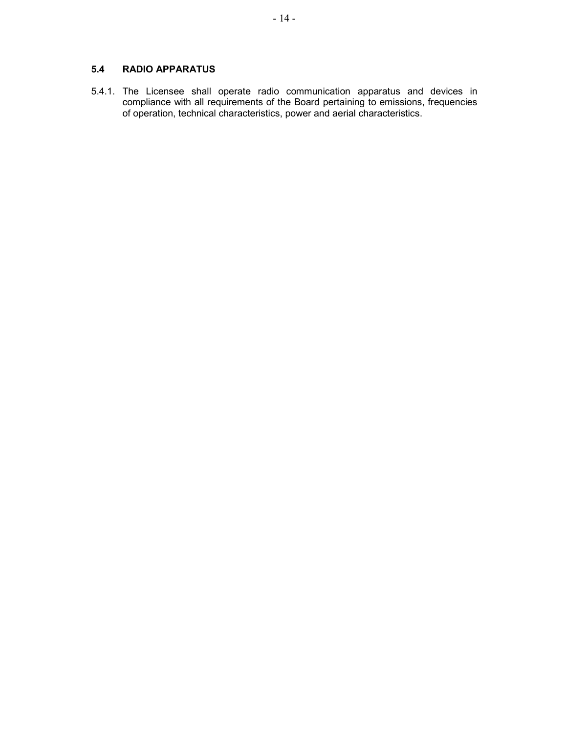### 5.4 RADIO APPARATUS

5.4.1. The Licensee shall operate radio communication apparatus and devices in compliance with all requirements of the Board pertaining to emissions, frequencies of operation, technical characteristics, power and aerial characteristics.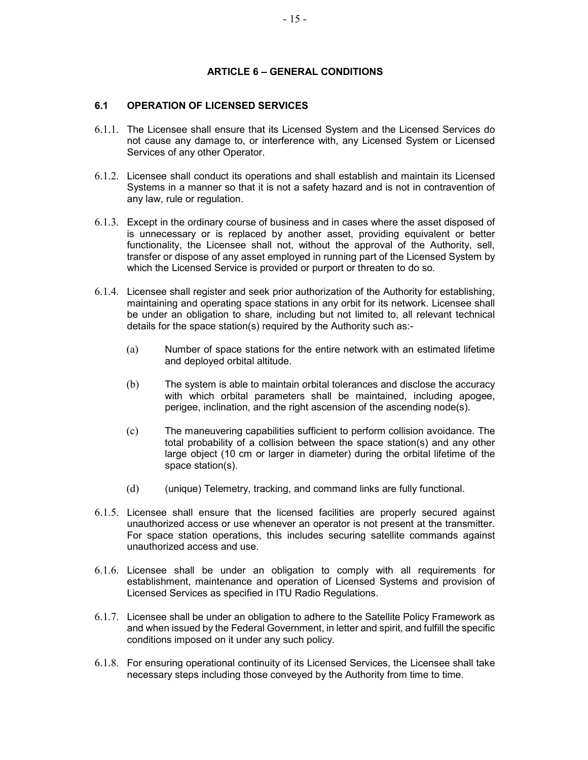## ARTICLE 6 – GENERAL CONDITIONS

### 6.1 OPERATION OF LICENSED SERVICES

6.1.1. The Licensee shall ensure that its Licensed System and the Licensed Services do not cause any damage to, or interference with, any Licensed System or Licensed Services of any other Operator.

6.1.2. Licensee shall conduct its operations and shall establish and maintain its Licensed Systems in a manner so that it is not a safety hazard and is not in contravention of any law, rule or regulation.

6.1.3. Except in the ordinary course of business and in cases where the asset disposed of is unnecessary or is replaced by another asset, providing equivalent or better functionality, the Licensee shall not, without the approval of the Authority, sell, transfer or dispose of any asset employed in running part of the Licensed System by which the Licensed Service is provided or purport or threaten to do so.

6.1.4. Licensee shall register and seek prior authorization of the Authority for establishing, maintaining and operating space stations in any orbit for its network. Licensee shall be under an obligation to share, including but not limited to, all relevant technical details for the space station(s) required by the Authority such as:-

(a) Number of space stations for the entire network with an estimated lifetime and deployed orbital altitude.

(b) The system is able to maintain orbital tolerances and disclose the accuracy with which orbital parameters shall be maintained, including apogee, perigee, inclination, and the right ascension of the ascending node(s).

(c) The maneuvering capabilities sufficient to perform collision avoidance. The total probability of a collision between the space station(s) and any other large object (10 cm or larger in diameter) during the orbital lifetime of the space station(s).

(d) (unique) Telemetry, tracking, and command links are fully functional.

6.1.5. Licensee shall ensure that the licensed facilities are properly secured against unauthorized access or use whenever an operator is not present at the transmitter. For space station operations, this includes securing satellite commands against unauthorized access and use.

6.1.6. Licensee shall be under an obligation to comply with all requirements for establishment, maintenance and operation of Licensed Systems and provision of Licensed Services as specified in ITU Radio Regulations.

6.1.7. Licensee shall be under an obligation to adhere to the Satellite Policy Framework as and when issued by the Federal Government, in letter and spirit, and fulfill the specific conditions imposed on it under any such policy.

6.1.8. For ensuring operational continuity of its Licensed Services, the Licensee shall take necessary steps including those conveyed by the Authority from time to time.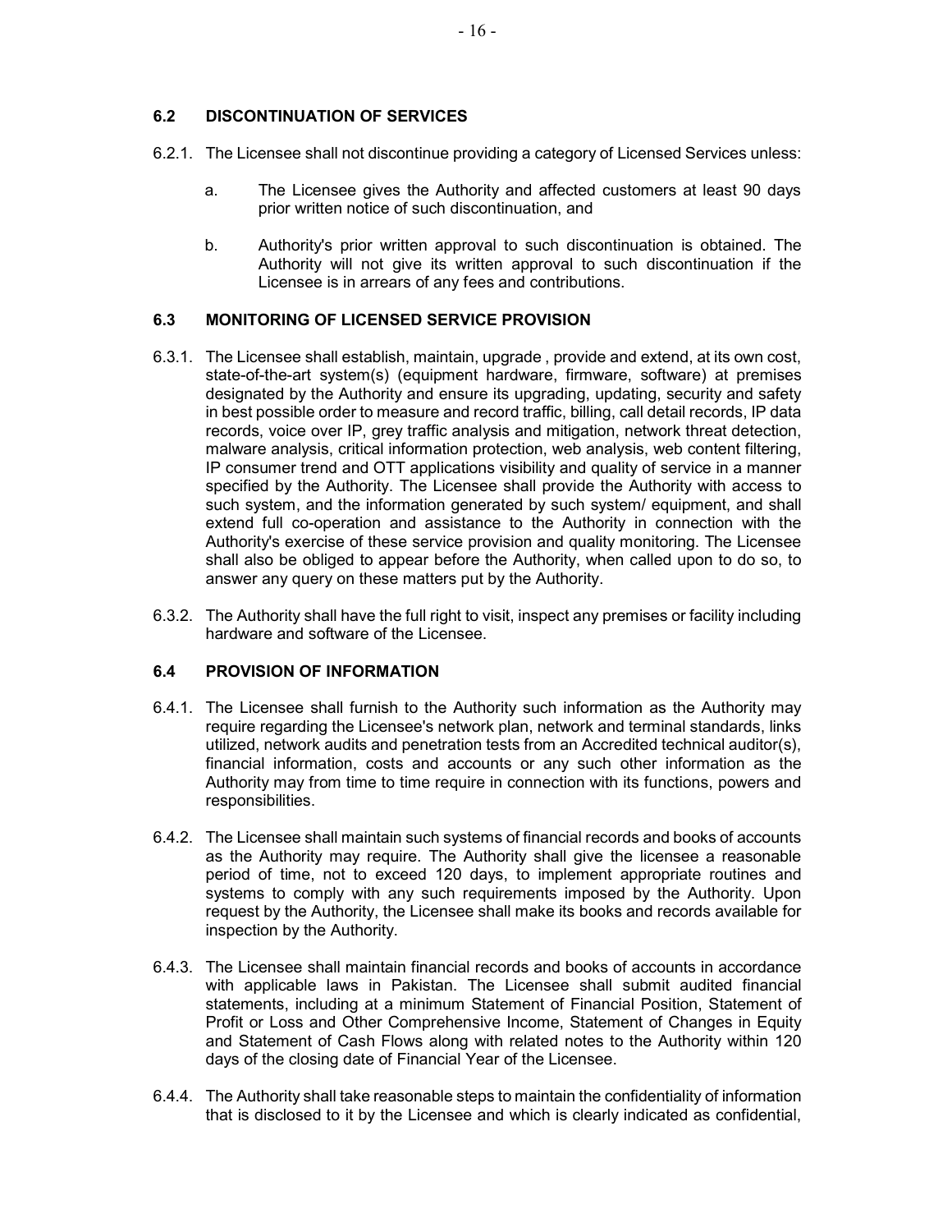### 6.2 DISCONTINUATION OF SERVICES

6.2.1. The Licensee shall not discontinue providing a category of Licensed Services unless:

a. The Licensee gives the Authority and affected customers at least 90 days prior written notice of such discontinuation, and

b. Authority's prior written approval to such discontinuation is obtained. The Authority will not give its written approval to such discontinuation if the Licensee is in arrears of any fees and contributions.

### 6.3 MONITORING OF LICENSED SERVICE PROVISION

6.3.1. The Licensee shall establish, maintain, upgrade , provide and extend, at its own cost, state-of-the-art system(s) (equipment hardware, firmware, software) at premises designated by the Authority and ensure its upgrading, updating, security and safety in best possible order to measure and record traffic, billing, call detail records, IP data records, voice over IP, grey traffic analysis and mitigation, network threat detection, malware analysis, critical information protection, web analysis, web content filtering, IP consumer trend and OTT applications visibility and quality of service in a manner specified by the Authority. The Licensee shall provide the Authority with access to such system, and the information generated by such system/ equipment, and shall extend full co-operation and assistance to the Authority in connection with the Authority's exercise of these service provision and quality monitoring. The Licensee shall also be obliged to appear before the Authority, when called upon to do so, to answer any query on these matters put by the Authority.

6.3.2. The Authority shall have the full right to visit, inspect any premises or facility including hardware and software of the Licensee.

### 6.4 PROVISION OF INFORMATION

6.4.1. The Licensee shall furnish to the Authority such information as the Authority may require regarding the Licensee's network plan, network and terminal standards, links utilized, network audits and penetration tests from an Accredited technical auditor(s), financial information, costs and accounts or any such other information as the Authority may from time to time require in connection with its functions, powers and responsibilities.

6.4.2. The Licensee shall maintain such systems of financial records and books of accounts as the Authority may require. The Authority shall give the licensee a reasonable period of time, not to exceed 120 days, to implement appropriate routines and systems to comply with any such requirements imposed by the Authority. Upon request by the Authority, the Licensee shall make its books and records available for inspection by the Authority.

6.4.3. The Licensee shall maintain financial records and books of accounts in accordance with applicable laws in Pakistan. The Licensee shall submit audited financial statements, including at a minimum Statement of Financial Position, Statement of Profit or Loss and Other Comprehensive Income, Statement of Changes in Equity and Statement of Cash Flows along with related notes to the Authority within 120 days of the closing date of Financial Year of the Licensee.

6.4.4. The Authority shall take reasonable steps to maintain the confidentiality of information that is disclosed to it by the Licensee and which is clearly indicated as confidential,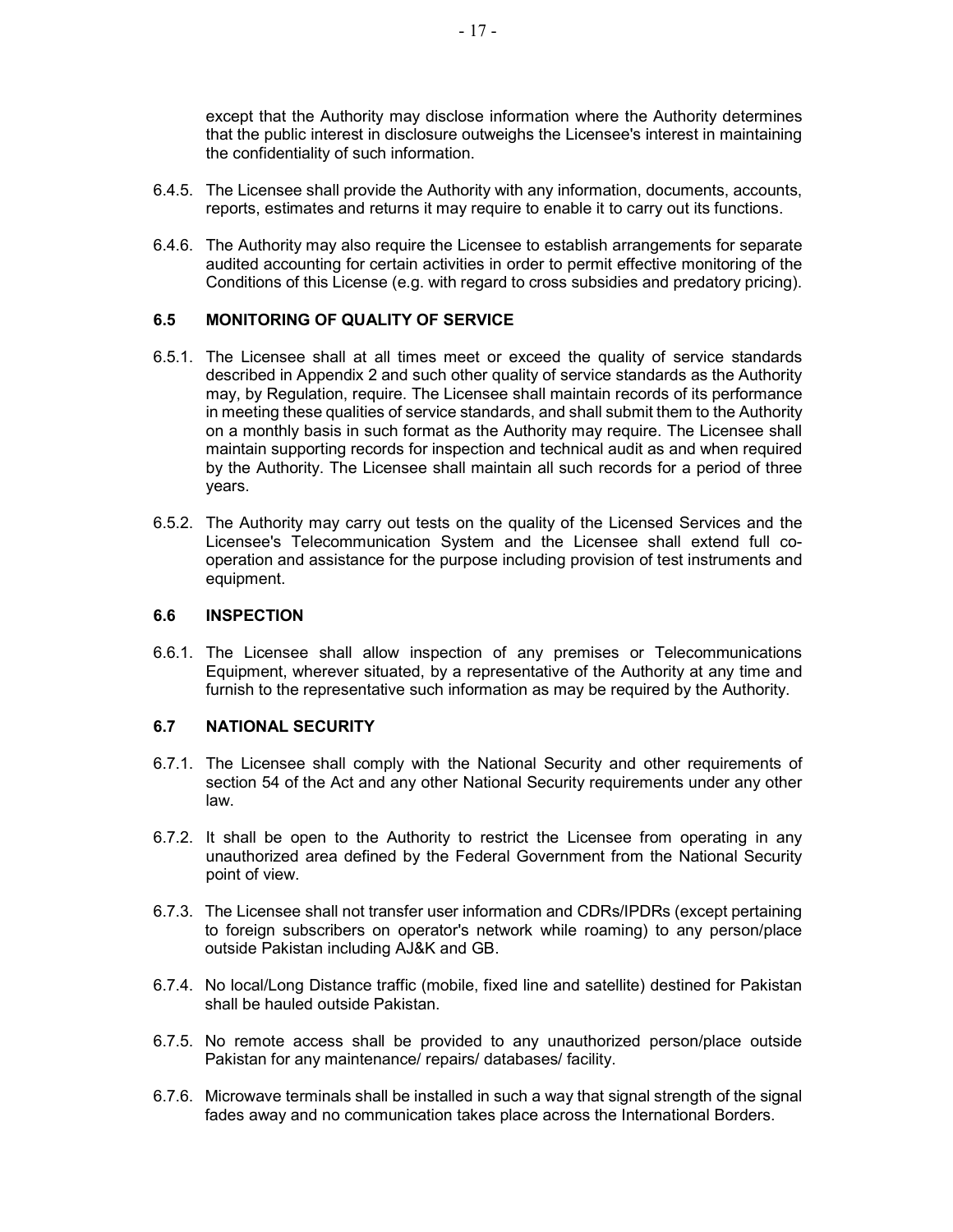except that the Authority may disclose information where the Authority determines that the public interest in disclosure outweighs the Licensee's interest in maintaining the confidentiality of such information.

6.4.5. The Licensee shall provide the Authority with any information, documents, accounts, reports, estimates and returns it may require to enable it to carry out its functions.

6.4.6. The Authority may also require the Licensee to establish arrangements for separate audited accounting for certain activities in order to permit effective monitoring of the Conditions of this License (e.g. with regard to cross subsidies and predatory pricing).

### 6.5 MONITORING OF QUALITY OF SERVICE

6.5.1. The Licensee shall at all times meet or exceed the quality of service standards described in Appendix 2 and such other quality of service standards as the Authority may, by Regulation, require. The Licensee shall maintain records of its performance in meeting these qualities of service standards, and shall submit them to the Authority on a monthly basis in such format as the Authority may require. The Licensee shall maintain supporting records for inspection and technical audit as and when required by the Authority. The Licensee shall maintain all such records for a period of three years.

6.5.2. The Authority may carry out tests on the quality of the Licensed Services and the Licensee's Telecommunication System and the Licensee shall extend full co-operation and assistance for the purpose including provision of test instruments and equipment.

### 6.6 INSPECTION

6.6.1. The Licensee shall allow inspection of any premises or Telecommunications Equipment, wherever situated, by a representative of the Authority at any time and furnish to the representative such information as may be required by the Authority.

### 6.7 NATIONAL SECURITY

6.7.1. The Licensee shall comply with the National Security and other requirements of section 54 of the Act and any other National Security requirements under any other law.

6.7.2. It shall be open to the Authority to restrict the Licensee from operating in any unauthorized area defined by the Federal Government from the National Security point of view.

6.7.3. The Licensee shall not transfer user information and CDRs/IPDRs (except pertaining to foreign subscribers on operator's network while roaming) to any person/place outside Pakistan including AJ&K and GB.

6.7.4. No local/Long Distance traffic (mobile, fixed line and satellite) destined for Pakistan shall be hauled outside Pakistan.

6.7.5. No remote access shall be provided to any unauthorized person/place outside Pakistan for any maintenance/ repairs/ databases/ facility.

6.7.6. Microwave terminals shall be installed in such a way that signal strength of the signal fades away and no communication takes place across the International Borders.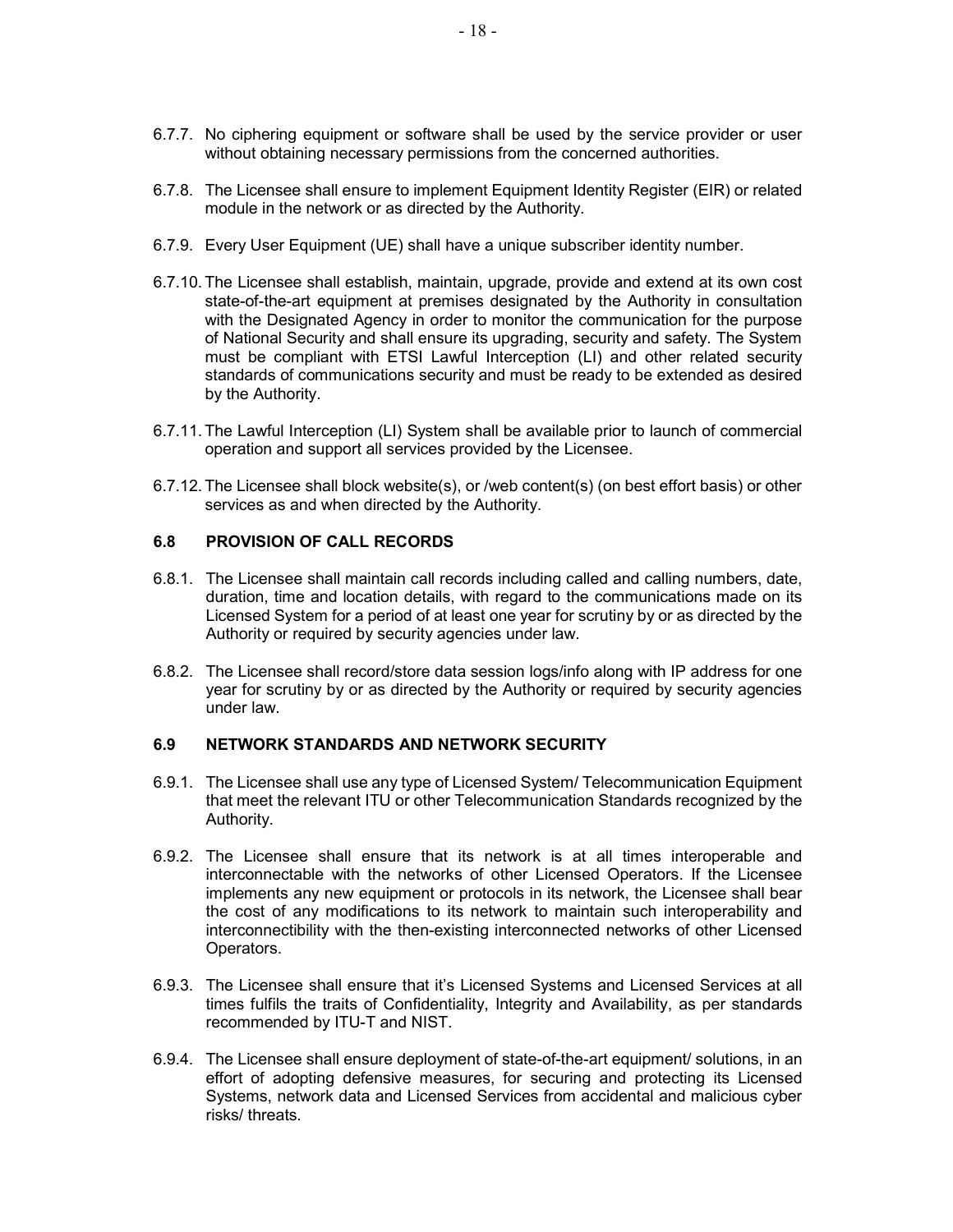6.7.7. No ciphering equipment or software shall be used by the service provider or user without obtaining necessary permissions from the concerned authorities.

6.7.8. The Licensee shall ensure to implement Equipment Identity Register (EIR) or related module in the network or as directed by the Authority.

6.7.9. Every User Equipment (UE) shall have a unique subscriber identity number.

6.7.10. The Licensee shall establish, maintain, upgrade, provide and extend at its own cost state-of-the-art equipment at premises designated by the Authority in consultation with the Designated Agency in order to monitor the communication for the purpose of National Security and shall ensure its upgrading, security and safety. The System must be compliant with ETSI Lawful Interception (LI) and other related security standards of communications security and must be ready to be extended as desired by the Authority.

6.7.11. The Lawful Interception (LI) System shall be available prior to launch of commercial operation and support all services provided by the Licensee.

6.7.12. The Licensee shall block website(s), or /web content(s) (on best effort basis) or other services as and when directed by the Authority.

### 6.8 PROVISION OF CALL RECORDS

6.8.1. The Licensee shall maintain call records including called and calling numbers, date, duration, time and location details, with regard to the communications made on its Licensed System for a period of at least one year for scrutiny by or as directed by the Authority or required by security agencies under law.

6.8.2. The Licensee shall record/store data session logs/info along with IP address for one year for scrutiny by or as directed by the Authority or required by security agencies under law.

### 6.9 NETWORK STANDARDS AND NETWORK SECURITY

6.9.1. The Licensee shall use any type of Licensed System/ Telecommunication Equipment that meet the relevant ITU or other Telecommunication Standards recognized by the Authority.

6.9.2. The Licensee shall ensure that its network is at all times interoperable and interconnectable with the networks of other Licensed Operators. If the Licensee implements any new equipment or protocols in its network, the Licensee shall bear the cost of any modifications to its network to maintain such interoperability and interconnectibility with the then-existing interconnected networks of other Licensed Operators.

6.9.3. The Licensee shall ensure that it's Licensed Systems and Licensed Services at all times fulfils the traits of Confidentiality, Integrity and Availability, as per standards recommended by ITU-T and NIST.

6.9.4. The Licensee shall ensure deployment of state-of-the-art equipment/ solutions, in an effort of adopting defensive measures, for securing and protecting its Licensed Systems, network data and Licensed Services from accidental and malicious cyber risks/ threats.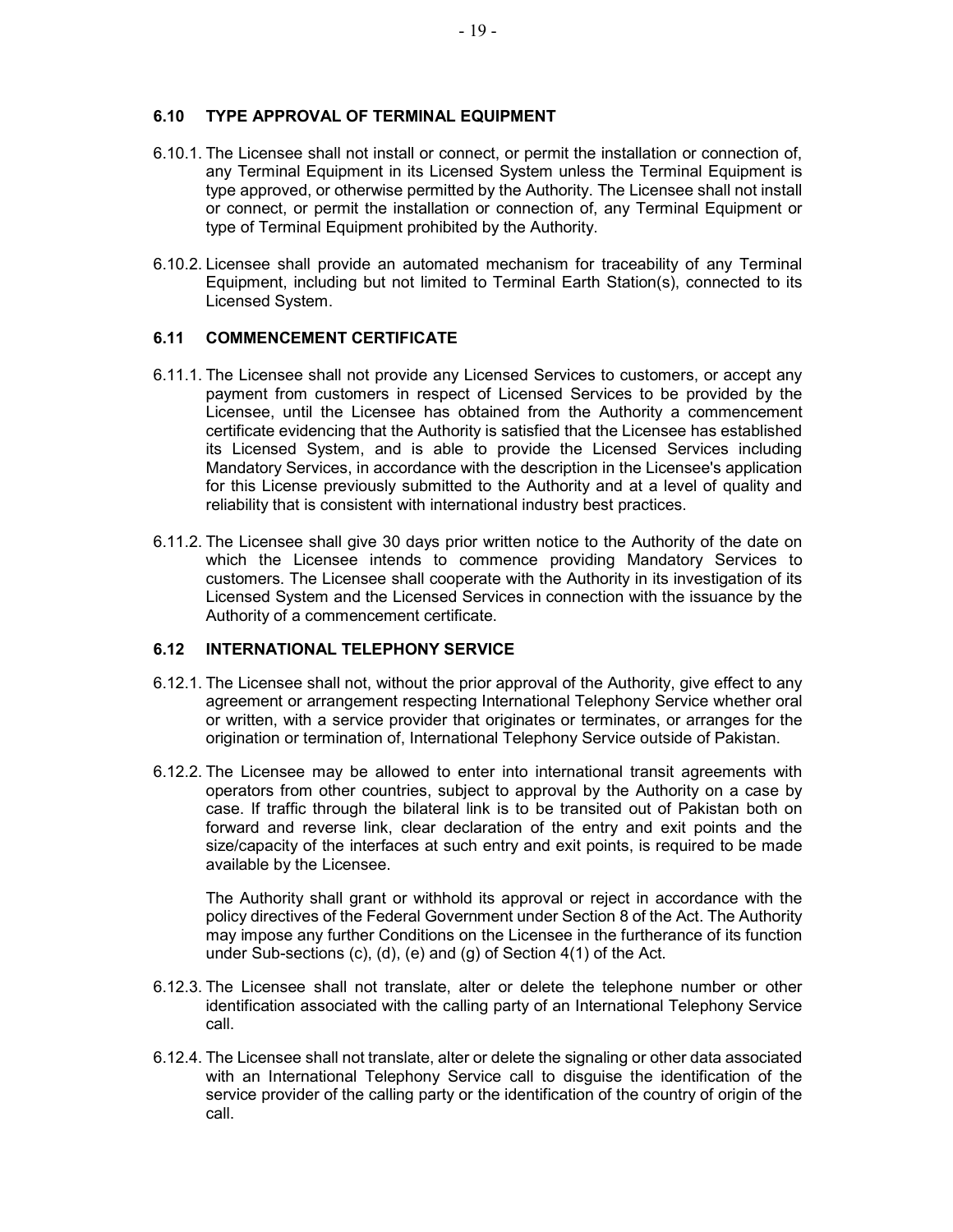### 6.10 TYPE APPROVAL OF TERMINAL EQUIPMENT

6.10.1. The Licensee shall not install or connect, or permit the installation or connection of, any Terminal Equipment in its Licensed System unless the Terminal Equipment is type approved, or otherwise permitted by the Authority. The Licensee shall not install or connect, or permit the installation or connection of, any Terminal Equipment or type of Terminal Equipment prohibited by the Authority.

6.10.2. Licensee shall provide an automated mechanism for traceability of any Terminal Equipment, including but not limited to Terminal Earth Station(s), connected to its Licensed System.

### 6.11 COMMENCEMENT CERTIFICATE

6.11.1. The Licensee shall not provide any Licensed Services to customers, or accept any payment from customers in respect of Licensed Services to be provided by the Licensee, until the Licensee has obtained from the Authority a commencement certificate evidencing that the Authority is satisfied that the Licensee has established its Licensed System, and is able to provide the Licensed Services including Mandatory Services, in accordance with the description in the Licensee's application for this License previously submitted to the Authority and at a level of quality and reliability that is consistent with international industry best practices.

6.11.2. The Licensee shall give 30 days prior written notice to the Authority of the date on which the Licensee intends to commence providing Mandatory Services to customers. The Licensee shall cooperate with the Authority in its investigation of its Licensed System and the Licensed Services in connection with the issuance by the Authority of a commencement certificate.

### 6.12 INTERNATIONAL TELEPHONY SERVICE

6.12.1. The Licensee shall not, without the prior approval of the Authority, give effect to any agreement or arrangement respecting International Telephony Service whether oral or written, with a service provider that originates or terminates, or arranges for the origination or termination of, International Telephony Service outside of Pakistan.

6.12.2. The Licensee may be allowed to enter into international transit agreements with operators from other countries, subject to approval by the Authority on a case by case. If traffic through the bilateral link is to be transited out of Pakistan both on forward and reverse link, clear declaration of the entry and exit points and the size/capacity of the interfaces at such entry and exit points, is required to be made available by the Licensee.

The Authority shall grant or withhold its approval or reject in accordance with the policy directives of the Federal Government under Section 8 of the Act. The Authority may impose any further Conditions on the Licensee in the furtherance of its function under Sub-sections (c), (d), (e) and (g) of Section 4(1) of the Act.

6.12.3. The Licensee shall not translate, alter or delete the telephone number or other identification associated with the calling party of an International Telephony Service call.

6.12.4. The Licensee shall not translate, alter or delete the signaling or other data associated with an International Telephony Service call to disguise the identification of the service provider of the calling party or the identification of the country of origin of the call.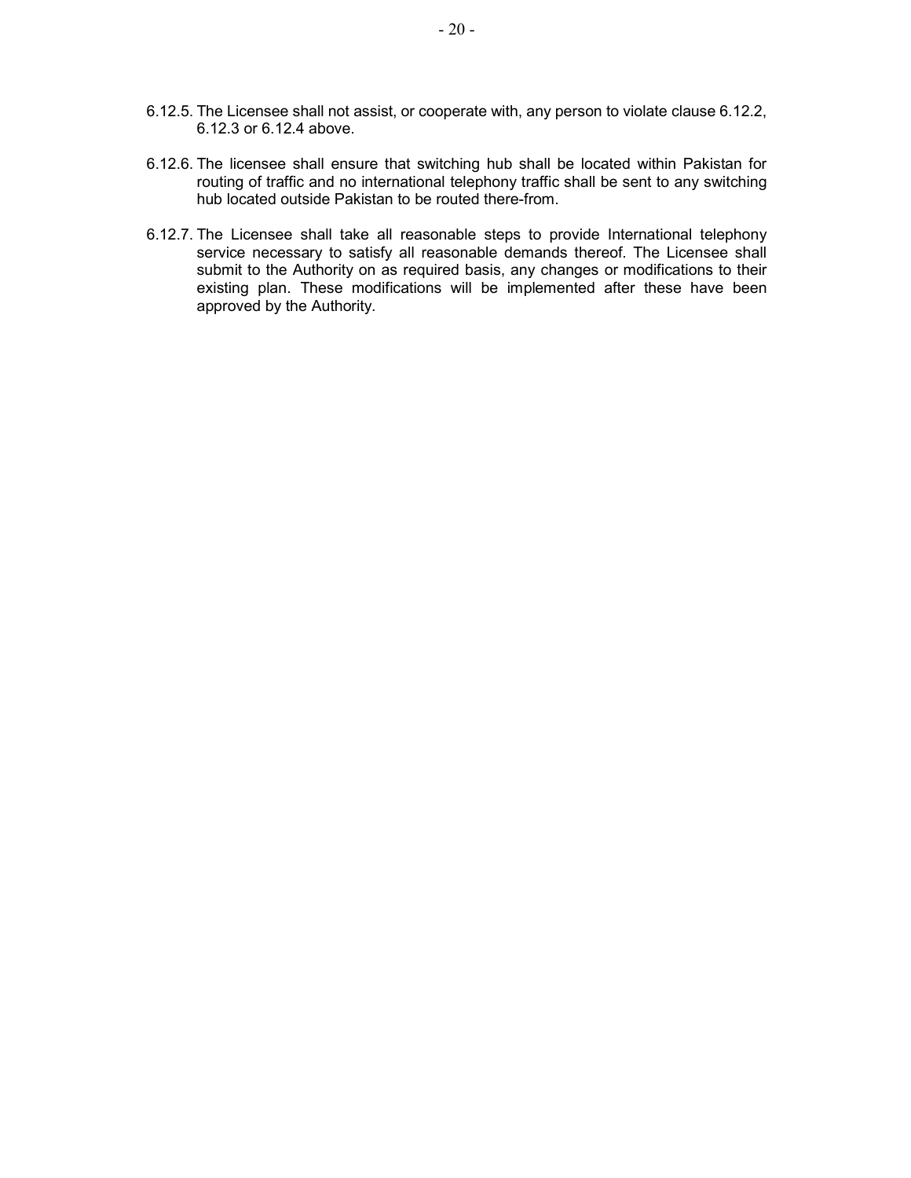6.12.5. The Licensee shall not assist, or cooperate with, any person to violate clause 6.12.2, 6.12.3 or 6.12.4 above.

6.12.6. The licensee shall ensure that switching hub shall be located within Pakistan for routing of traffic and no international telephony traffic shall be sent to any switching hub located outside Pakistan to be routed there-from.

6.12.7. The Licensee shall take all reasonable steps to provide International telephony service necessary to satisfy all reasonable demands thereof. The Licensee shall submit to the Authority on as required basis, any changes or modifications to their existing plan. These modifications will be implemented after these have been approved by the Authority.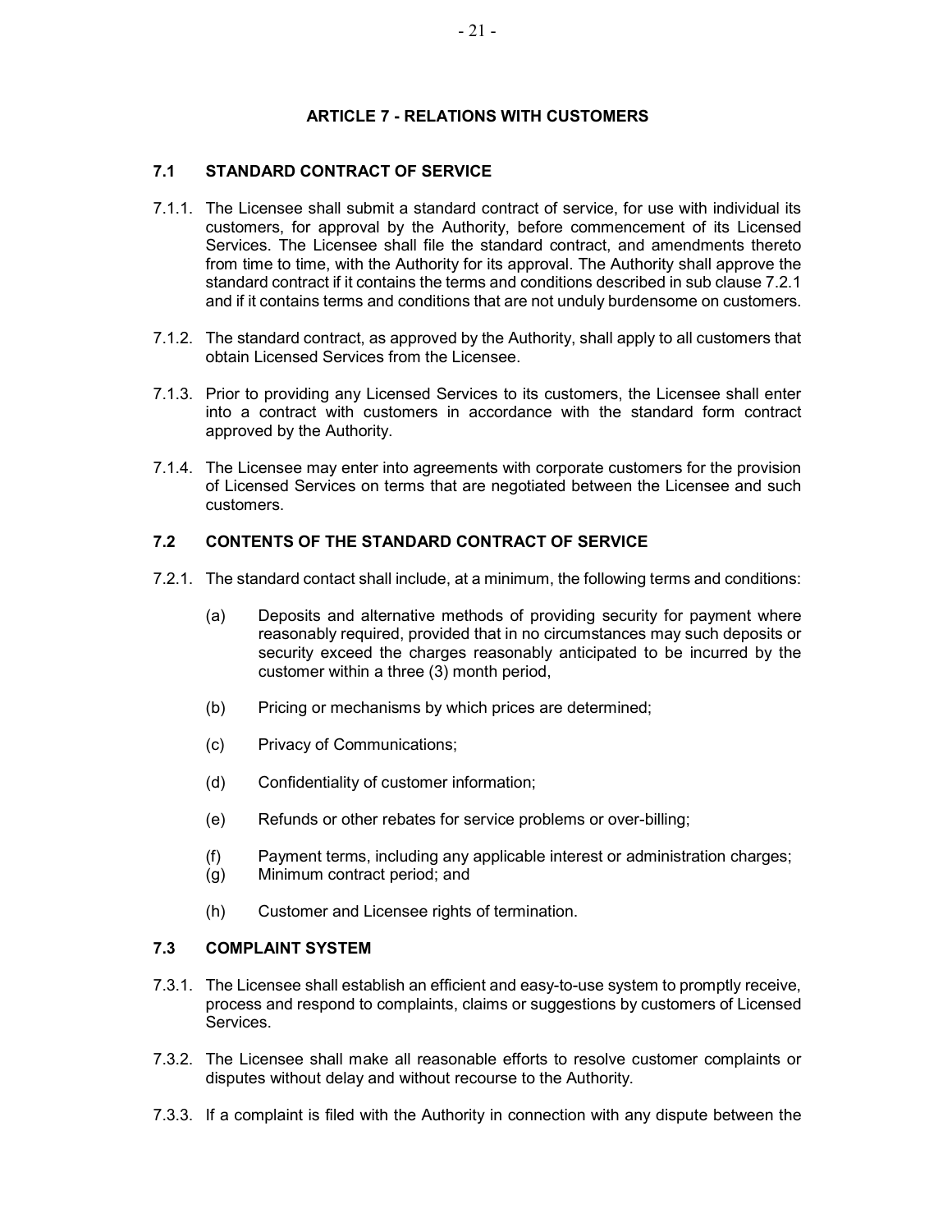## ARTICLE 7 - RELATIONS WITH CUSTOMERS

### 7.1 STANDARD CONTRACT OF SERVICE

7.1.1. The Licensee shall submit a standard contract of service, for use with individual its customers, for approval by the Authority, before commencement of its Licensed Services. The Licensee shall file the standard contract, and amendments thereto from time to time, with the Authority for its approval. The Authority shall approve the standard contract if it contains the terms and conditions described in sub clause 7.2.1 and if it contains terms and conditions that are not unduly burdensome on customers.

7.1.2. The standard contract, as approved by the Authority, shall apply to all customers that obtain Licensed Services from the Licensee.

7.1.3. Prior to providing any Licensed Services to its customers, the Licensee shall enter into a contract with customers in accordance with the standard form contract approved by the Authority.

7.1.4. The Licensee may enter into agreements with corporate customers for the provision of Licensed Services on terms that are negotiated between the Licensee and such customers.

### 7.2 CONTENTS OF THE STANDARD CONTRACT OF SERVICE

7.2.1. The standard contact shall include, at a minimum, the following terms and conditions:

(a) Deposits and alternative methods of providing security for payment where reasonably required, provided that in no circumstances may such deposits or security exceed the charges reasonably anticipated to be incurred by the customer within a three (3) month period,

(b) Pricing or mechanisms by which prices are determined;

(c) Privacy of Communications;

(d) Confidentiality of customer information;

(e) Refunds or other rebates for service problems or over-billing;

(f) Payment terms, including any applicable interest or administration charges;

(g) Minimum contract period; and

(h) Customer and Licensee rights of termination.

### 7.3 COMPLAINT SYSTEM

7.3.1. The Licensee shall establish an efficient and easy-to-use system to promptly receive, process and respond to complaints, claims or suggestions by customers of Licensed Services.

7.3.2. The Licensee shall make all reasonable efforts to resolve customer complaints or disputes without delay and without recourse to the Authority.

7.3.3. If a complaint is filed with the Authority in connection with any dispute between the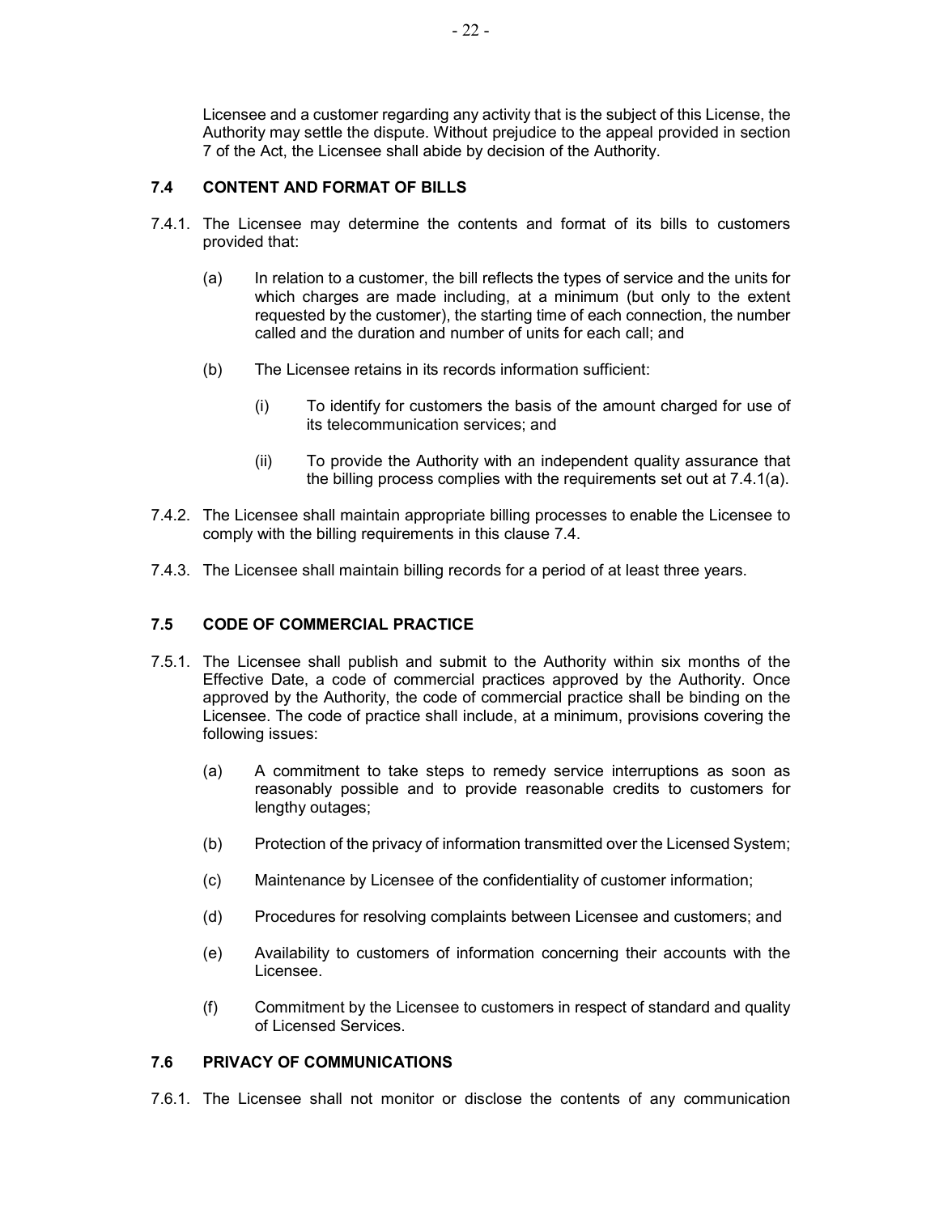Licensee and a customer regarding any activity that is the subject of this License, the Authority may settle the dispute. Without prejudice to the appeal provided in section 7 of the Act, the Licensee shall abide by decision of the Authority.

### 7.4 CONTENT AND FORMAT OF BILLS

7.4.1. The Licensee may determine the contents and format of its bills to customers provided that:

(a) In relation to a customer, the bill reflects the types of service and the units for which charges are made including, at a minimum (but only to the extent requested by the customer), the starting time of each connection, the number called and the duration and number of units for each call; and

(b) The Licensee retains in its records information sufficient:

(i) To identify for customers the basis of the amount charged for use of its telecommunication services; and

(ii) To provide the Authority with an independent quality assurance that the billing process complies with the requirements set out at 7.4.1(a).

7.4.2. The Licensee shall maintain appropriate billing processes to enable the Licensee to comply with the billing requirements in this clause 7.4.

7.4.3. The Licensee shall maintain billing records for a period of at least three years.

### 7.5 CODE OF COMMERCIAL PRACTICE

7.5.1. The Licensee shall publish and submit to the Authority within six months of the Effective Date, a code of commercial practices approved by the Authority. Once approved by the Authority, the code of commercial practice shall be binding on the Licensee. The code of practice shall include, at a minimum, provisions covering the following issues:

(a) A commitment to take steps to remedy service interruptions as soon as reasonably possible and to provide reasonable credits to customers for lengthy outages;

(b) Protection of the privacy of information transmitted over the Licensed System;

(c) Maintenance by Licensee of the confidentiality of customer information;

(d) Procedures for resolving complaints between Licensee and customers; and

(e) Availability to customers of information concerning their accounts with the Licensee.

(f) Commitment by the Licensee to customers in respect of standard and quality of Licensed Services.

### 7.6 PRIVACY OF COMMUNICATIONS

7.6.1. The Licensee shall not monitor or disclose the contents of any communication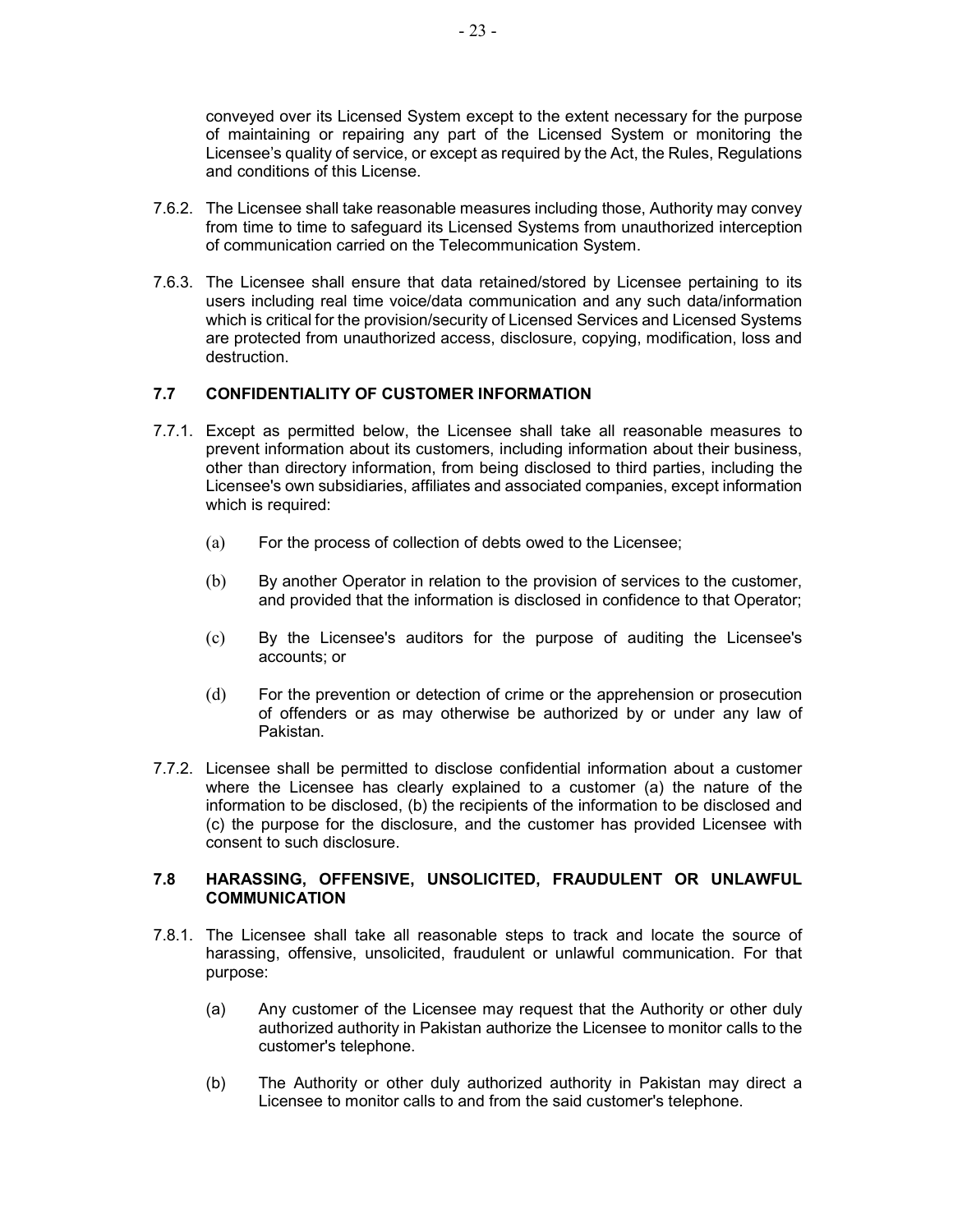conveyed over its Licensed System except to the extent necessary for the purpose of maintaining or repairing any part of the Licensed System or monitoring the Licensee's quality of service, or except as required by the Act, the Rules, Regulations and conditions of this License.

7.6.2. The Licensee shall take reasonable measures including those, Authority may convey from time to time to safeguard its Licensed Systems from unauthorized interception of communication carried on the Telecommunication System.

7.6.3. The Licensee shall ensure that data retained/stored by Licensee pertaining to its users including real time voice/data communication and any such data/information which is critical for the provision/security of Licensed Services and Licensed Systems are protected from unauthorized access, disclosure, copying, modification, loss and destruction.

### 7.7 CONFIDENTIALITY OF CUSTOMER INFORMATION

7.7.1. Except as permitted below, the Licensee shall take all reasonable measures to prevent information about its customers, including information about their business, other than directory information, from being disclosed to third parties, including the Licensee's own subsidiaries, affiliates and associated companies, except information which is required:

(a) For the process of collection of debts owed to the Licensee;

(b) By another Operator in relation to the provision of services to the customer, and provided that the information is disclosed in confidence to that Operator;

(c) By the Licensee's auditors for the purpose of auditing the Licensee's accounts; or

(d) For the prevention or detection of crime or the apprehension or prosecution of offenders or as may otherwise be authorized by or under any law of Pakistan.

7.7.2. Licensee shall be permitted to disclose confidential information about a customer where the Licensee has clearly explained to a customer (a) the nature of the information to be disclosed, (b) the recipients of the information to be disclosed and (c) the purpose for the disclosure, and the customer has provided Licensee with consent to such disclosure.

### 7.8 HARASSING, OFFENSIVE, UNSOLICITED, FRAUDULENT OR UNLAWFUL COMMUNICATION

7.8.1. The Licensee shall take all reasonable steps to track and locate the source of harassing, offensive, unsolicited, fraudulent or unlawful communication. For that purpose:

(a) Any customer of the Licensee may request that the Authority or other duly authorized authority in Pakistan authorize the Licensee to monitor calls to the customer's telephone.

(b) The Authority or other duly authorized authority in Pakistan may direct a Licensee to monitor calls to and from the said customer's telephone.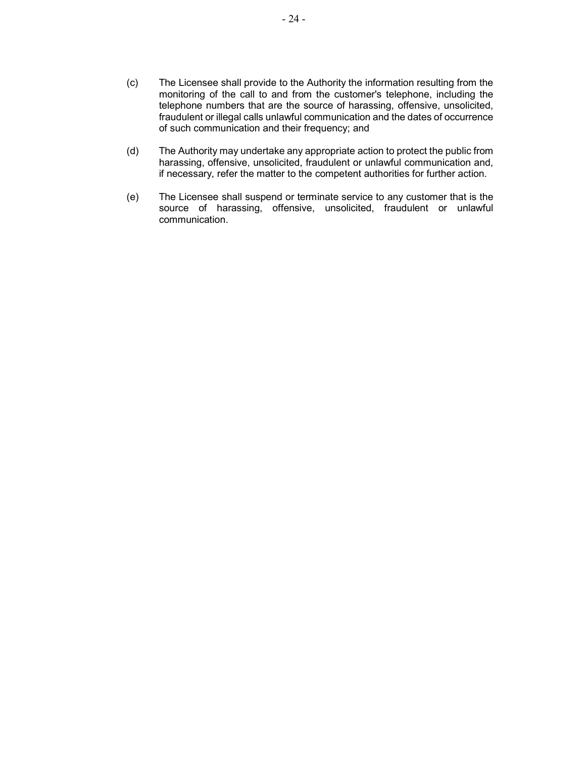(c) The Licensee shall provide to the Authority the information resulting from the monitoring of the call to and from the customer's telephone, including the telephone numbers that are the source of harassing, offensive, unsolicited, fraudulent or illegal calls unlawful communication and the dates of occurrence of such communication and their frequency; and

(d) The Authority may undertake any appropriate action to protect the public from harassing, offensive, unsolicited, fraudulent or unlawful communication and, if necessary, refer the matter to the competent authorities for further action.

(e) The Licensee shall suspend or terminate service to any customer that is the source of harassing, offensive, unsolicited, fraudulent or unlawful communication.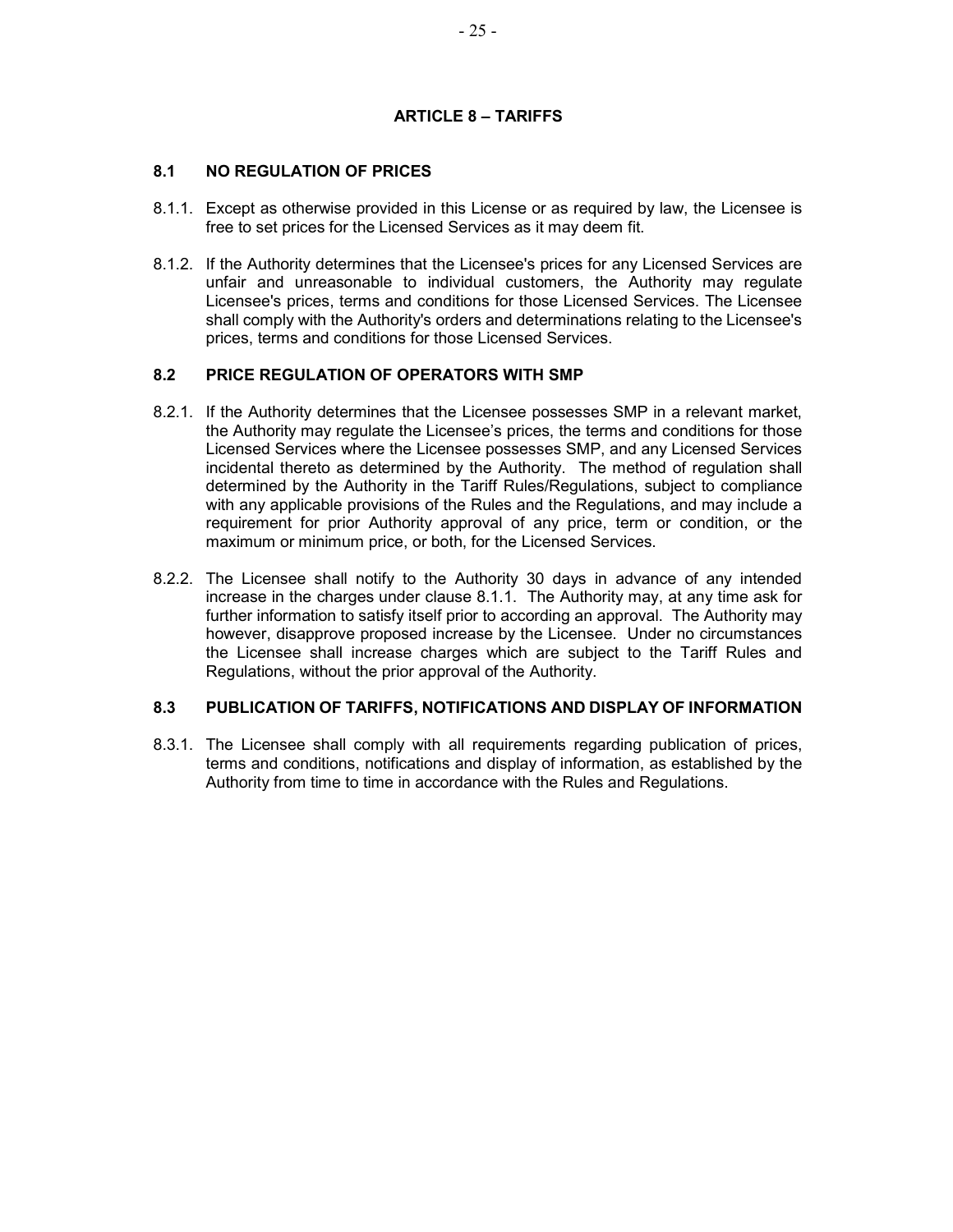## ARTICLE 8 – TARIFFS

### 8.1 NO REGULATION OF PRICES

8.1.1. Except as otherwise provided in this License or as required by law, the Licensee is free to set prices for the Licensed Services as it may deem fit.

8.1.2. If the Authority determines that the Licensee's prices for any Licensed Services are unfair and unreasonable to individual customers, the Authority may regulate Licensee's prices, terms and conditions for those Licensed Services. The Licensee shall comply with the Authority's orders and determinations relating to the Licensee's prices, terms and conditions for those Licensed Services.

### 8.2 PRICE REGULATION OF OPERATORS WITH SMP

8.2.1. If the Authority determines that the Licensee possesses SMP in a relevant market, the Authority may regulate the Licensee's prices, the terms and conditions for those Licensed Services where the Licensee possesses SMP, and any Licensed Services incidental thereto as determined by the Authority. The method of regulation shall determined by the Authority in the Tariff Rules/Regulations, subject to compliance with any applicable provisions of the Rules and the Regulations, and may include a requirement for prior Authority approval of any price, term or condition, or the maximum or minimum price, or both, for the Licensed Services.

8.2.2. The Licensee shall notify to the Authority 30 days in advance of any intended increase in the charges under clause 8.1.1. The Authority may, at any time ask for further information to satisfy itself prior to according an approval. The Authority may however, disapprove proposed increase by the Licensee. Under no circumstances the Licensee shall increase charges which are subject to the Tariff Rules and Regulations, without the prior approval of the Authority.

### 8.3 PUBLICATION OF TARIFFS, NOTIFICATIONS AND DISPLAY OF INFORMATION

8.3.1. The Licensee shall comply with all requirements regarding publication of prices, terms and conditions, notifications and display of information, as established by the Authority from time to time in accordance with the Rules and Regulations.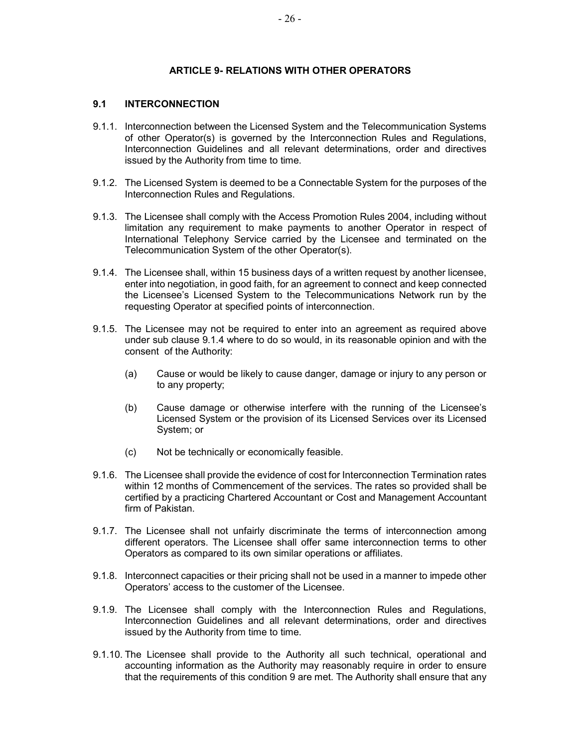## ARTICLE 9- RELATIONS WITH OTHER OPERATORS

### 9.1 INTERCONNECTION

9.1.1. Interconnection between the Licensed System and the Telecommunication Systems of other Operator(s) is governed by the Interconnection Rules and Regulations, Interconnection Guidelines and all relevant determinations, order and directives issued by the Authority from time to time.

9.1.2. The Licensed System is deemed to be a Connectable System for the purposes of the Interconnection Rules and Regulations.

9.1.3. The Licensee shall comply with the Access Promotion Rules 2004, including without limitation any requirement to make payments to another Operator in respect of International Telephony Service carried by the Licensee and terminated on the Telecommunication System of the other Operator(s).

9.1.4. The Licensee shall, within 15 business days of a written request by another licensee, enter into negotiation, in good faith, for an agreement to connect and keep connected the Licensee's Licensed System to the Telecommunications Network run by the requesting Operator at specified points of interconnection.

9.1.5. The Licensee may not be required to enter into an agreement as required above under sub clause 9.1.4 where to do so would, in its reasonable opinion and with the consent of the Authority:

(a) Cause or would be likely to cause danger, damage or injury to any person or to any property;

(b) Cause damage or otherwise interfere with the running of the Licensee's Licensed System or the provision of its Licensed Services over its Licensed System; or

(c) Not be technically or economically feasible.

9.1.6. The Licensee shall provide the evidence of cost for Interconnection Termination rates within 12 months of Commencement of the services. The rates so provided shall be certified by a practicing Chartered Accountant or Cost and Management Accountant firm of Pakistan.

9.1.7. The Licensee shall not unfairly discriminate the terms of interconnection among different operators. The Licensee shall offer same interconnection terms to other Operators as compared to its own similar operations or affiliates.

9.1.8. Interconnect capacities or their pricing shall not be used in a manner to impede other Operators' access to the customer of the Licensee.

9.1.9. The Licensee shall comply with the Interconnection Rules and Regulations, Interconnection Guidelines and all relevant determinations, order and directives issued by the Authority from time to time.

9.1.10. The Licensee shall provide to the Authority all such technical, operational and accounting information as the Authority may reasonably require in order to ensure that the requirements of this condition 9 are met. The Authority shall ensure that any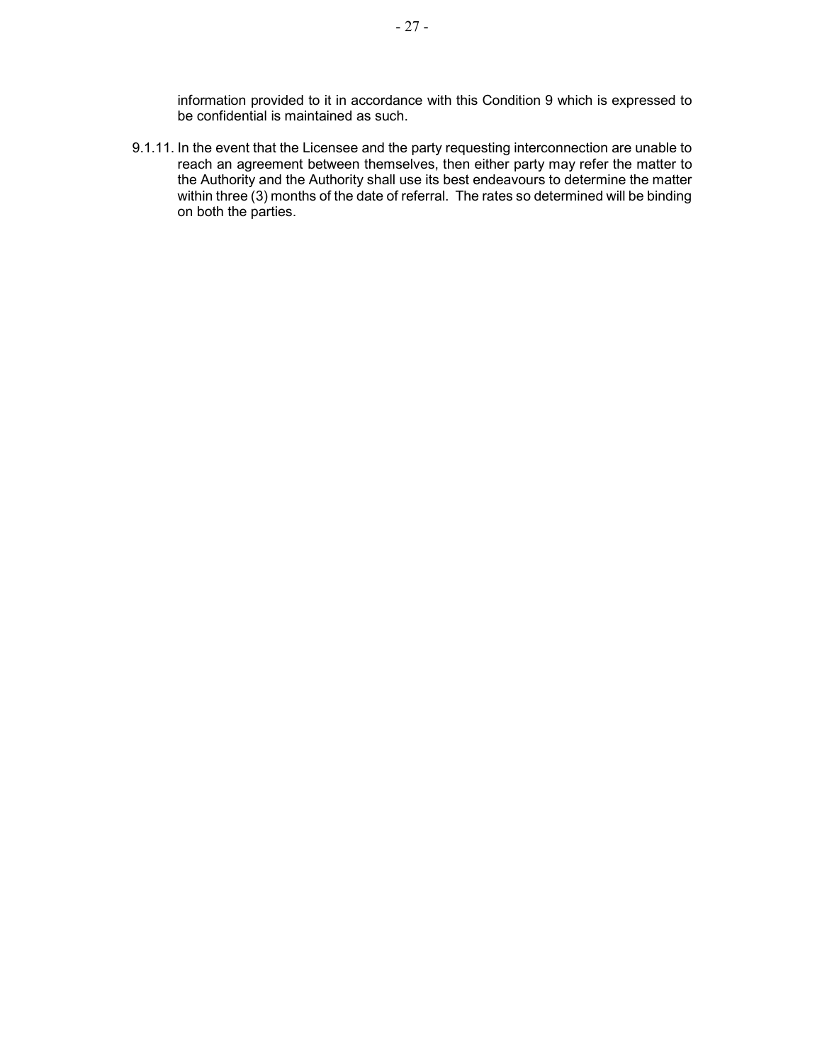information provided to it in accordance with this Condition 9 which is expressed to be confidential is maintained as such.

9.1.11. In the event that the Licensee and the party requesting interconnection are unable to reach an agreement between themselves, then either party may refer the matter to the Authority and the Authority shall use its best endeavours to determine the matter within three (3) months of the date of referral. The rates so determined will be binding on both the parties.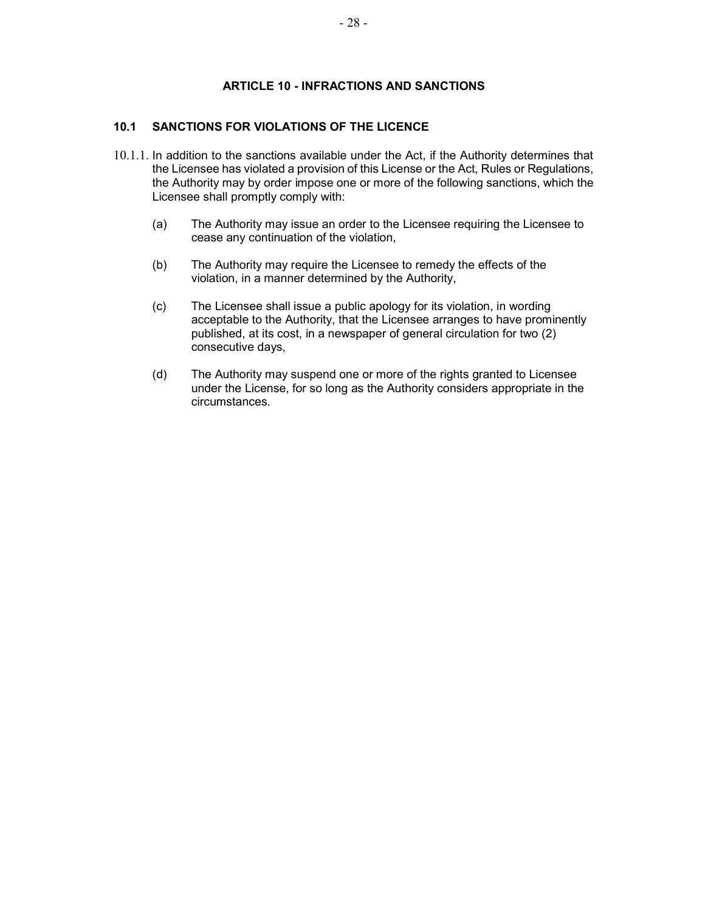## ARTICLE 10 - INFRACTIONS AND SANCTIONS

### 10.1 SANCTIONS FOR VIOLATIONS OF THE LICENCE

10.1.1. In addition to the sanctions available under the Act, if the Authority determines that the Licensee has violated a provision of this License or the Act, Rules or Regulations, the Authority may by order impose one or more of the following sanctions, which the Licensee shall promptly comply with:

(a) The Authority may issue an order to the Licensee requiring the Licensee to cease any continuation of the violation,

(b) The Authority may require the Licensee to remedy the effects of the violation, in a manner determined by the Authority,

(c) The Licensee shall issue a public apology for its violation, in wording acceptable to the Authority, that the Licensee arranges to have prominently published, at its cost, in a newspaper of general circulation for two (2) consecutive days,

(d) The Authority may suspend one or more of the rights granted to Licensee under the License, for so long as the Authority considers appropriate in the circumstances.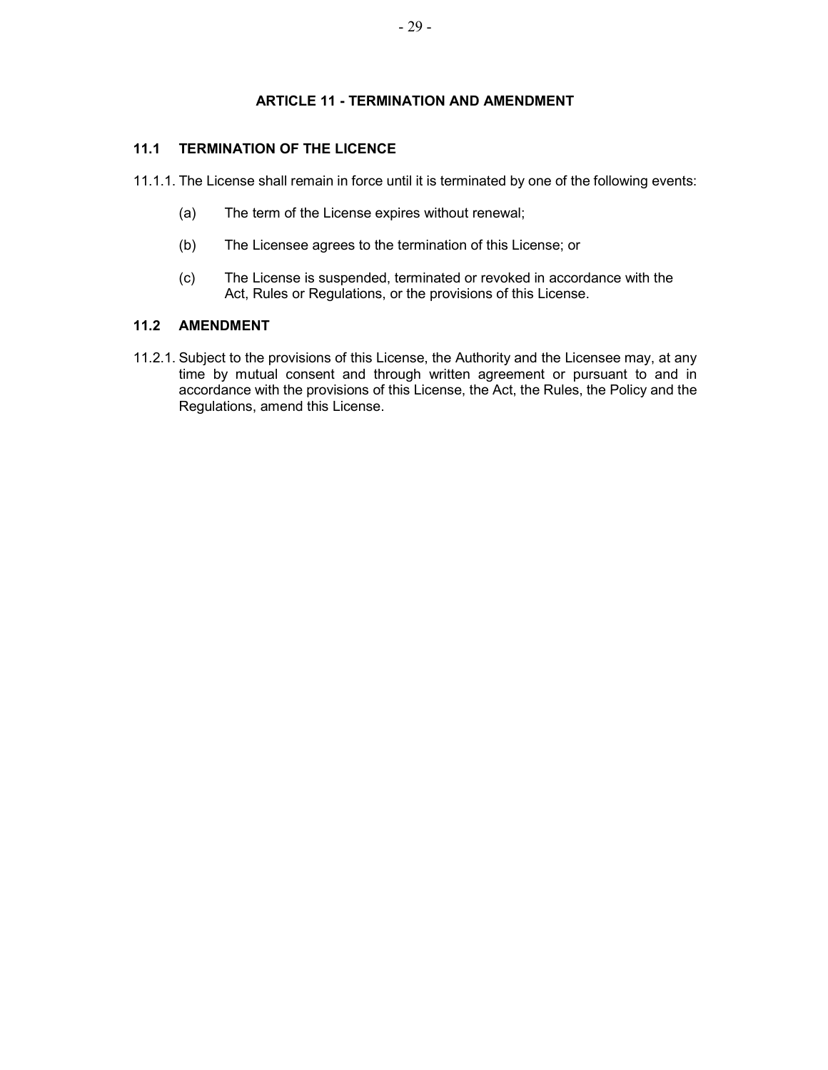## ARTICLE 11 - TERMINATION AND AMENDMENT

### 11.1 TERMINATION OF THE LICENCE

11.1.1. The License shall remain in force until it is terminated by one of the following events:

(a) The term of the License expires without renewal;

(b) The Licensee agrees to the termination of this License; or

(c) The License is suspended, terminated or revoked in accordance with the Act, Rules or Regulations, or the provisions of this License.

### 11.2 AMENDMENT

11.2.1. Subject to the provisions of this License, the Authority and the Licensee may, at any time by mutual consent and through written agreement or pursuant to and in accordance with the provisions of this License, the Act, the Rules, the Policy and the Regulations, amend this License.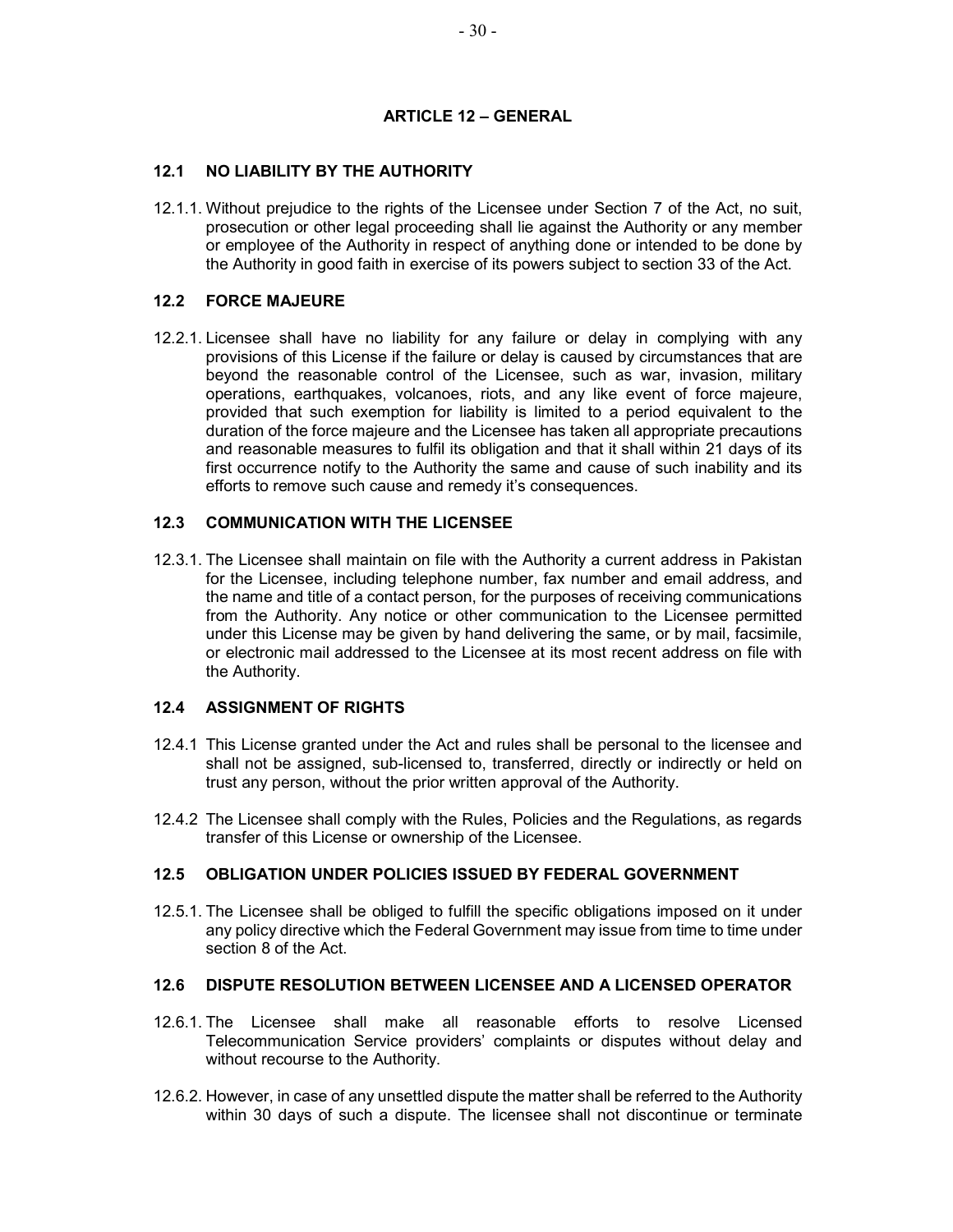## ARTICLE 12 – GENERAL

### 12.1 NO LIABILITY BY THE AUTHORITY

12.1.1. Without prejudice to the rights of the Licensee under Section 7 of the Act, no suit, prosecution or other legal proceeding shall lie against the Authority or any member or employee of the Authority in respect of anything done or intended to be done by the Authority in good faith in exercise of its powers subject to section 33 of the Act.

### 12.2 FORCE MAJEURE

12.2.1. Licensee shall have no liability for any failure or delay in complying with any provisions of this License if the failure or delay is caused by circumstances that are beyond the reasonable control of the Licensee, such as war, invasion, military operations, earthquakes, volcanoes, riots, and any like event of force majeure, provided that such exemption for liability is limited to a period equivalent to the duration of the force majeure and the Licensee has taken all appropriate precautions and reasonable measures to fulfil its obligation and that it shall within 21 days of its first occurrence notify to the Authority the same and cause of such inability and its efforts to remove such cause and remedy it's consequences.

### 12.3 COMMUNICATION WITH THE LICENSEE

12.3.1. The Licensee shall maintain on file with the Authority a current address in Pakistan for the Licensee, including telephone number, fax number and email address, and the name and title of a contact person, for the purposes of receiving communications from the Authority. Any notice or other communication to the Licensee permitted under this License may be given by hand delivering the same, or by mail, facsimile, or electronic mail addressed to the Licensee at its most recent address on file with the Authority.

### 12.4 ASSIGNMENT OF RIGHTS

12.4.1 This License granted under the Act and rules shall be personal to the licensee and shall not be assigned, sub-licensed to, transferred, directly or indirectly or held on trust any person, without the prior written approval of the Authority.

12.4.2 The Licensee shall comply with the Rules, Policies and the Regulations, as regards transfer of this License or ownership of the Licensee.

### 12.5 OBLIGATION UNDER POLICIES ISSUED BY FEDERAL GOVERNMENT

12.5.1. The Licensee shall be obliged to fulfill the specific obligations imposed on it under any policy directive which the Federal Government may issue from time to time under section 8 of the Act.

### 12.6 DISPUTE RESOLUTION BETWEEN LICENSEE AND A LICENSED OPERATOR

12.6.1. The Licensee shall make all reasonable efforts to resolve Licensed Telecommunication Service providers' complaints or disputes without delay and without recourse to the Authority.

12.6.2. However, in case of any unsettled dispute the matter shall be referred to the Authority within 30 days of such a dispute. The licensee shall not discontinue or terminate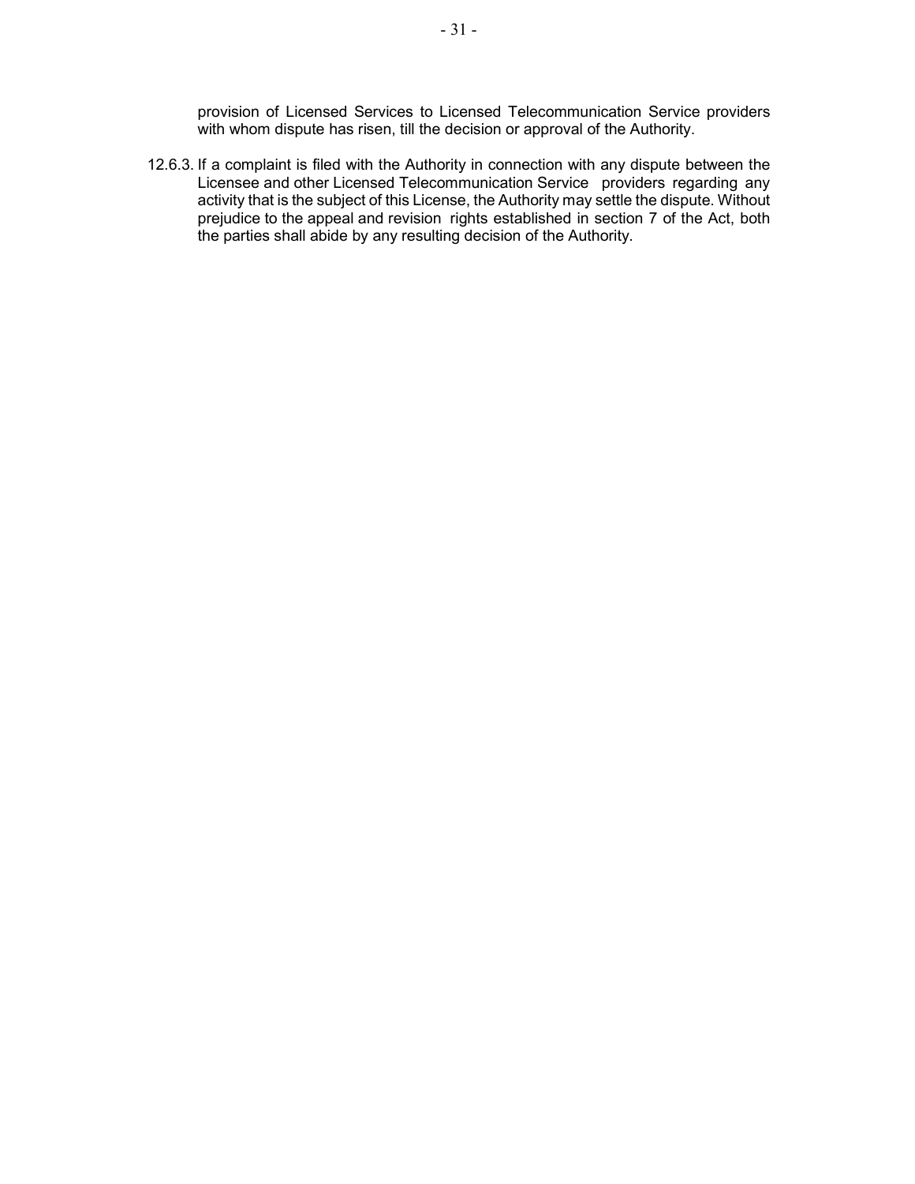provision of Licensed Services to Licensed Telecommunication Service providers with whom dispute has risen, till the decision or approval of the Authority.

12.6.3. If a complaint is filed with the Authority in connection with any dispute between the Licensee and other Licensed Telecommunication Service providers regarding any activity that is the subject of this License, the Authority may settle the dispute. Without prejudice to the appeal and revision rights established in section 7 of the Act, both the parties shall abide by any resulting decision of the Authority.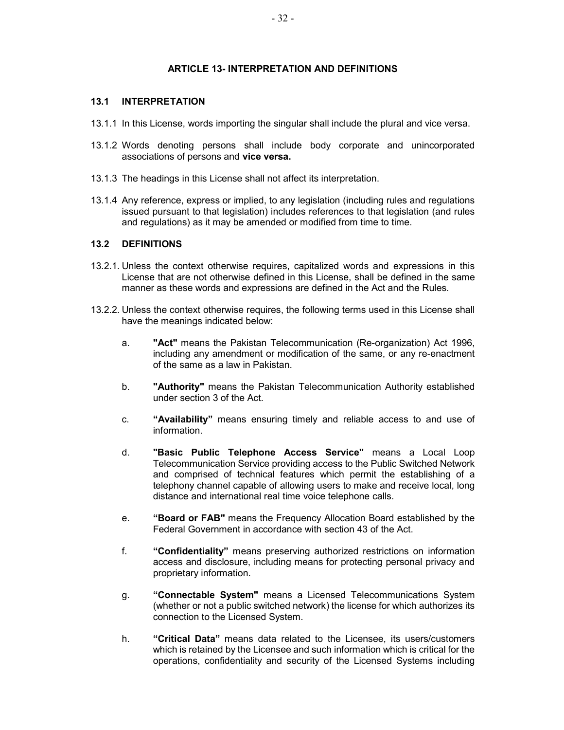## ARTICLE 13- INTERPRETATION AND DEFINITIONS

### 13.1 INTERPRETATION

13.1.1 In this License, words importing the singular shall include the plural and vice versa.

13.1.2 Words denoting persons shall include body corporate and unincorporated associations of persons and **vice versa.**

13.1.3 The headings in this License shall not affect its interpretation.

13.1.4 Any reference, express or implied, to any legislation (including rules and regulations issued pursuant to that legislation) includes references to that legislation (and rules and regulations) as it may be amended or modified from time to time.

### 13.2 DEFINITIONS

13.2.1. Unless the context otherwise requires, capitalized words and expressions in this License that are not otherwise defined in this License, shall be defined in the same manner as these words and expressions are defined in the Act and the Rules.

13.2.2. Unless the context otherwise requires, the following terms used in this License shall have the meanings indicated below:

a. **"Act"** means the Pakistan Telecommunication (Re-organization) Act 1996, including any amendment or modification of the same, or any re-enactment of the same as a law in Pakistan.

b. **"Authority"** means the Pakistan Telecommunication Authority established under section 3 of the Act.

c. **"Availability"** means ensuring timely and reliable access to and use of information.

d. **"Basic Public Telephone Access Service"** means a Local Loop Telecommunication Service providing access to the Public Switched Network and comprised of technical features which permit the establishing of a telephony channel capable of allowing users to make and receive local, long distance and international real time voice telephone calls.

e. **"Board or FAB"** means the Frequency Allocation Board established by the Federal Government in accordance with section 43 of the Act.

f. **"Confidentiality"** means preserving authorized restrictions on information access and disclosure, including means for protecting personal privacy and proprietary information.

g. **"Connectable System"** means a Licensed Telecommunications System (whether or not a public switched network) the license for which authorizes its connection to the Licensed System.

h. **"Critical Data"** means data related to the Licensee, its users/customers which is retained by the Licensee and such information which is critical for the operations, confidentiality and security of the Licensed Systems including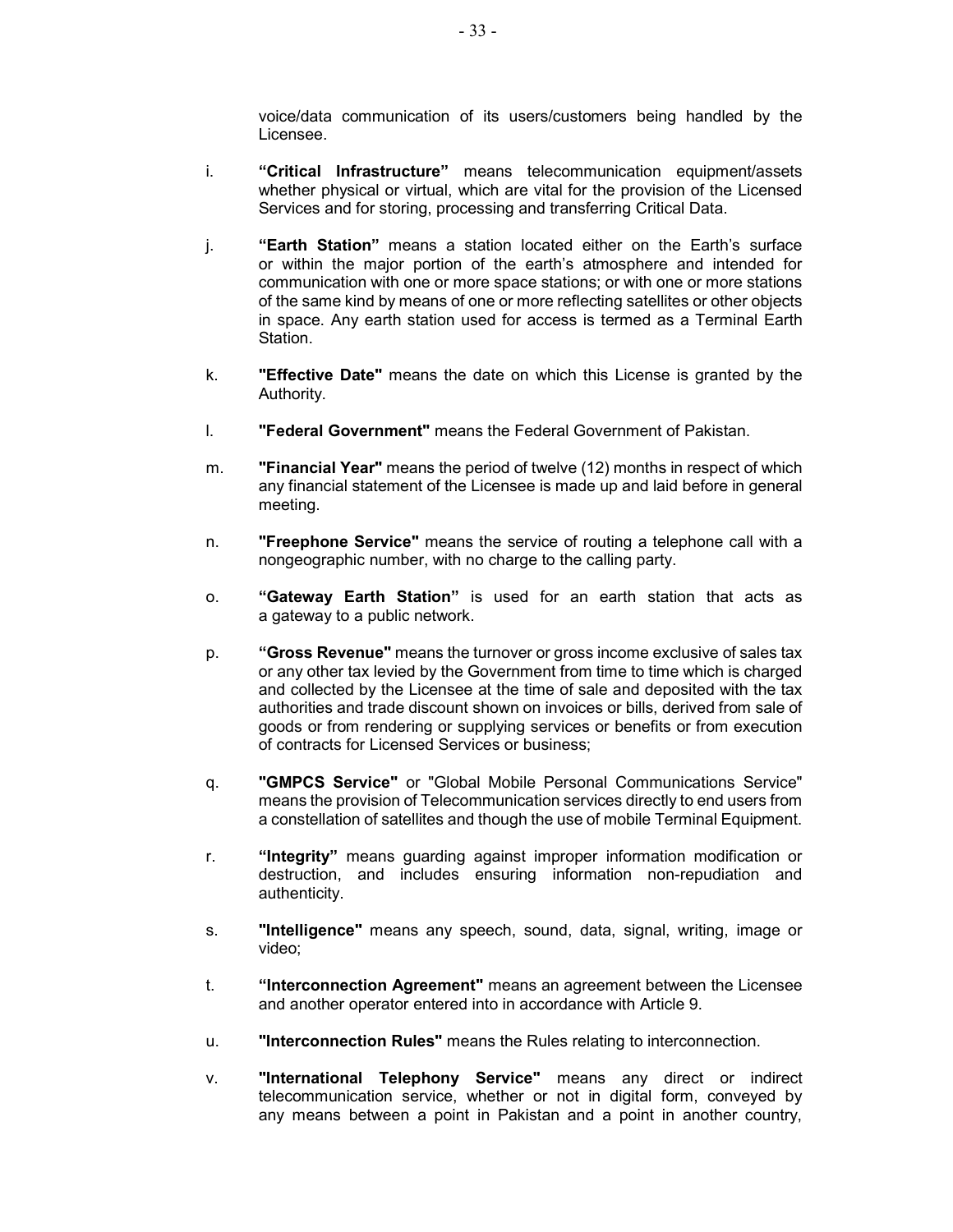voice/data communication of its users/customers being handled by the Licensee.

i. **“Critical Infrastructure”** means telecommunication equipment/assets whether physical or virtual, which are vital for the provision of the Licensed Services and for storing, processing and transferring Critical Data.

j. **“Earth Station”** means a station located either on the Earth’s surface or within the major portion of the earth’s atmosphere and intended for communication with one or more space stations; or with one or more stations of the same kind by means of one or more reflecting satellites or other objects in space. Any earth station used for access is termed as a Terminal Earth Station.

k. **"Effective Date"** means the date on which this License is granted by the Authority.

l. **"Federal Government"** means the Federal Government of Pakistan.

m. **"Financial Year"** means the period of twelve (12) months in respect of which any financial statement of the Licensee is made up and laid before in general meeting.

n. **"Freephone Service"** means the service of routing a telephone call with a nongeographic number, with no charge to the calling party.

o. **“Gateway Earth Station”** is used for an earth station that acts as a gateway to a public network.

p. **“Gross Revenue"** means the turnover or gross income exclusive of sales tax or any other tax levied by the Government from time to time which is charged and collected by the Licensee at the time of sale and deposited with the tax authorities and trade discount shown on invoices or bills, derived from sale of goods or from rendering or supplying services or benefits or from execution of contracts for Licensed Services or business;

q. **"GMPCS Service"** or "Global Mobile Personal Communications Service" means the provision of Telecommunication services directly to end users from a constellation of satellites and though the use of mobile Terminal Equipment.

r. **“Integrity”** means guarding against improper information modification or destruction, and includes ensuring information non-repudiation and authenticity.

s. **"Intelligence"** means any speech, sound, data, signal, writing, image or video;

t. **“Interconnection Agreement"** means an agreement between the Licensee and another operator entered into in accordance with Article 9.

u. **"Interconnection Rules"** means the Rules relating to interconnection.

v. **"International Telephony Service"** means any direct or indirect telecommunication service, whether or not in digital form, conveyed by any means between a point in Pakistan and a point in another country,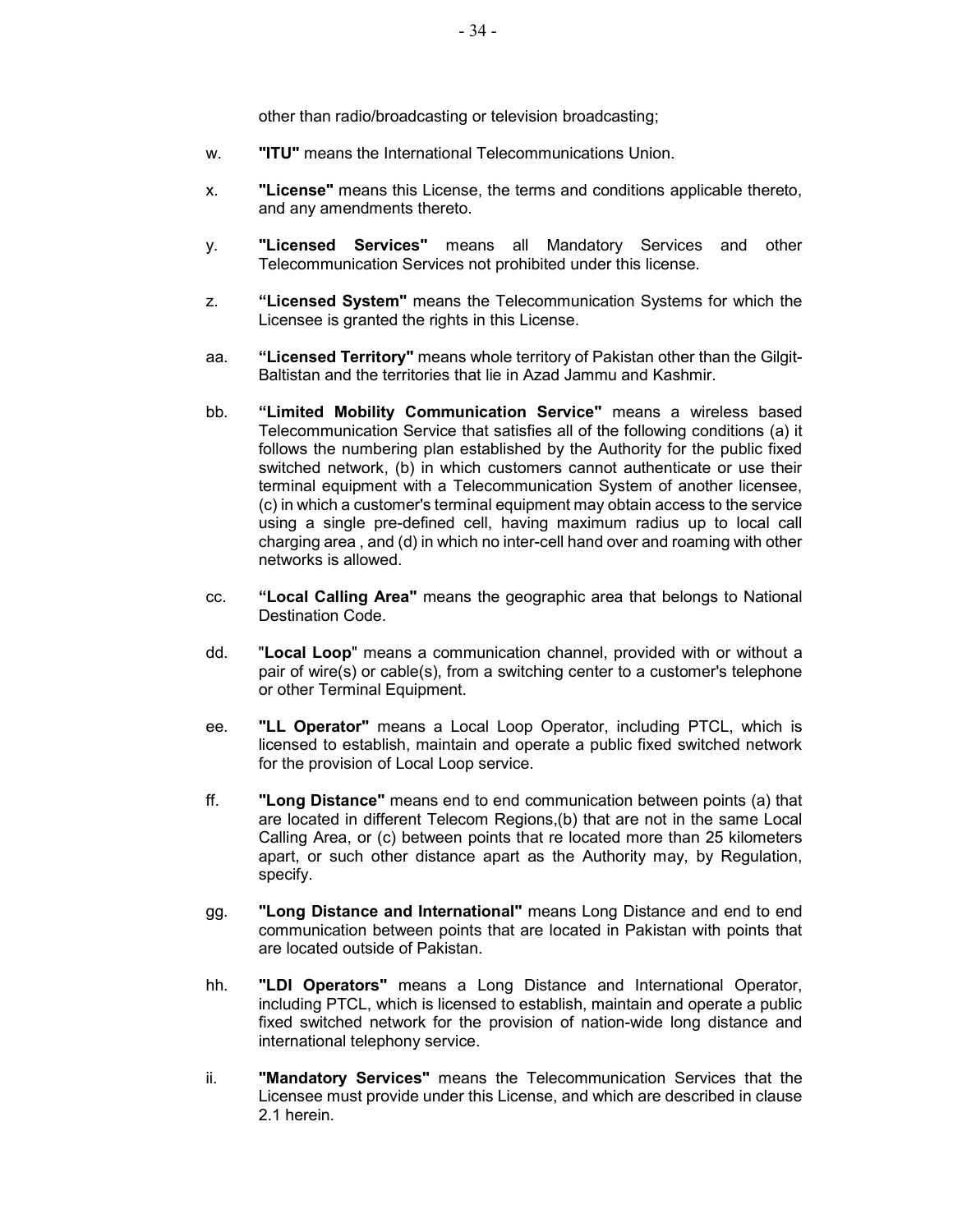other than radio/broadcasting or television broadcasting;

w. **"ITU"** means the International Telecommunications Union.

x. **"License"** means this License, the terms and conditions applicable thereto, and any amendments thereto.

y. **"Licensed Services"** means all Mandatory Services and other Telecommunication Services not prohibited under this license.

z. **"Licensed System"** means the Telecommunication Systems for which the Licensee is granted the rights in this License.

aa. **"Licensed Territory"** means whole territory of Pakistan other than the Gilgit-Baltistan and the territories that lie in Azad Jammu and Kashmir.

bb. **"Limited Mobility Communication Service"** means a wireless based Telecommunication Service that satisfies all of the following conditions (a) it follows the numbering plan established by the Authority for the public fixed switched network, (b) in which customers cannot authenticate or use their terminal equipment with a Telecommunication System of another licensee, (c) in which a customer's terminal equipment may obtain access to the service using a single pre-defined cell, having maximum radius up to local call charging area , and (d) in which no inter-cell hand over and roaming with other networks is allowed.

cc. **"Local Calling Area"** means the geographic area that belongs to National Destination Code.

dd. "**Local Loop**" means a communication channel, provided with or without a pair of wire(s) or cable(s), from a switching center to a customer's telephone or other Terminal Equipment.

ee. **"LL Operator"** means a Local Loop Operator, including PTCL, which is licensed to establish, maintain and operate a public fixed switched network for the provision of Local Loop service.

ff. **"Long Distance"** means end to end communication between points (a) that are located in different Telecom Regions,(b) that are not in the same Local Calling Area, or (c) between points that re located more than 25 kilometers apart, or such other distance apart as the Authority may, by Regulation, specify.

gg. **"Long Distance and International"** means Long Distance and end to end communication between points that are located in Pakistan with points that are located outside of Pakistan.

hh. **"LDI Operators"** means a Long Distance and International Operator, including PTCL, which is licensed to establish, maintain and operate a public fixed switched network for the provision of nation-wide long distance and international telephony service.

ii. **"Mandatory Services"** means the Telecommunication Services that the Licensee must provide under this License, and which are described in clause 2.1 herein.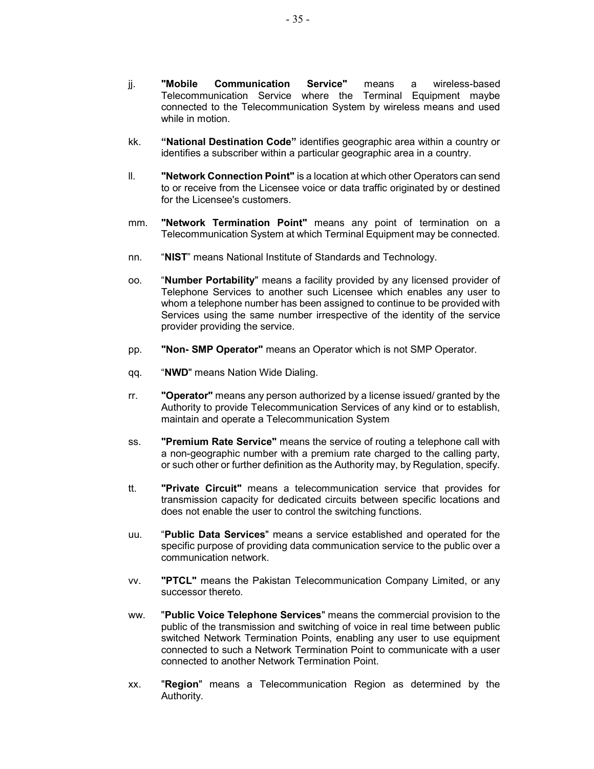jj. **"Mobile Communication Service"** means a wireless-based Telecommunication Service where the Terminal Equipment maybe connected to the Telecommunication System by wireless means and used while in motion.

kk. **"National Destination Code"** identifies geographic area within a country or identifies a subscriber within a particular geographic area in a country.

ll. **"Network Connection Point"** is a location at which other Operators can send to or receive from the Licensee voice or data traffic originated by or destined for the Licensee's customers.

mm. **"Network Termination Point"** means any point of termination on a Telecommunication System at which Terminal Equipment may be connected.

nn. "**NIST**" means National Institute of Standards and Technology.

oo. "**Number Portability**" means a facility provided by any licensed provider of Telephone Services to another such Licensee which enables any user to whom a telephone number has been assigned to continue to be provided with Services using the same number irrespective of the identity of the service provider providing the service.

pp. **"Non- SMP Operator"** means an Operator which is not SMP Operator.

qq. "**NWD**" means Nation Wide Dialing.

rr. **"Operator"** means any person authorized by a license issued/ granted by the Authority to provide Telecommunication Services of any kind or to establish, maintain and operate a Telecommunication System

ss. **"Premium Rate Service"** means the service of routing a telephone call with a non-geographic number with a premium rate charged to the calling party, or such other or further definition as the Authority may, by Regulation, specify.

tt. **"Private Circuit"** means a telecommunication service that provides for transmission capacity for dedicated circuits between specific locations and does not enable the user to control the switching functions.

uu. "**Public Data Services**" means a service established and operated for the specific purpose of providing data communication service to the public over a communication network.

vv. **"PTCL"** means the Pakistan Telecommunication Company Limited, or any successor thereto.

ww. "**Public Voice Telephone Services**" means the commercial provision to the public of the transmission and switching of voice in real time between public switched Network Termination Points, enabling any user to use equipment connected to such a Network Termination Point to communicate with a user connected to another Network Termination Point.

xx. "**Region**" means a Telecommunication Region as determined by the Authority.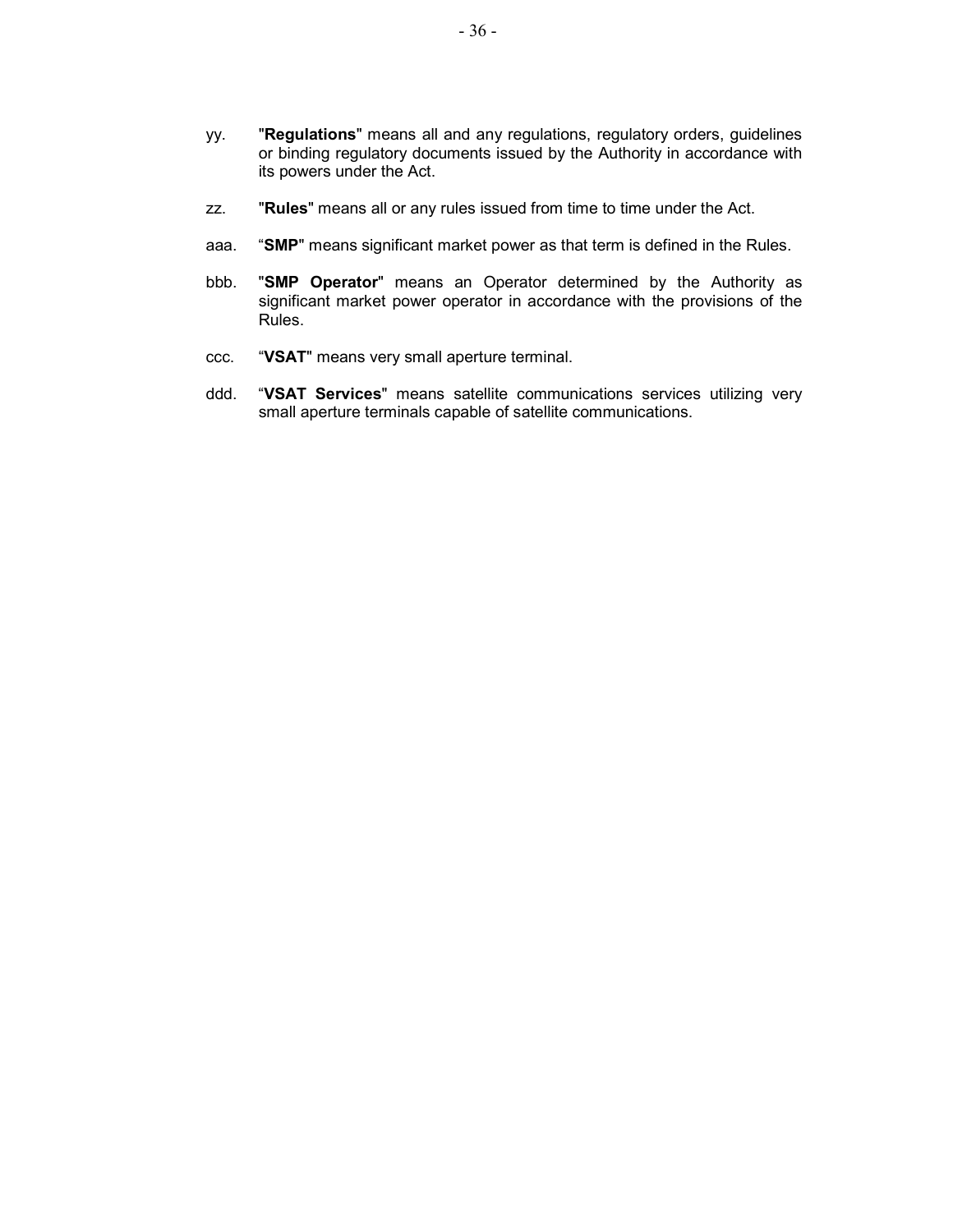yy. "**Regulations**" means all and any regulations, regulatory orders, guidelines or binding regulatory documents issued by the Authority in accordance with its powers under the Act.

zz. "**Rules**" means all or any rules issued from time to time under the Act.

aaa. "**SMP**" means significant market power as that term is defined in the Rules.

bbb. "**SMP Operator**" means an Operator determined by the Authority as significant market power operator in accordance with the provisions of the Rules.

ccc. "**VSAT**" means very small aperture terminal.

ddd. "**VSAT Services**" means satellite communications services utilizing very small aperture terminals capable of satellite communications.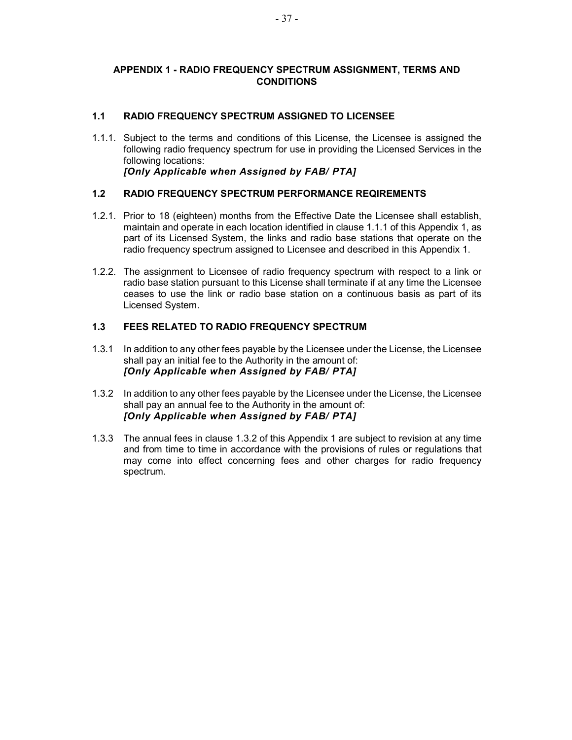## APPENDIX 1 - RADIO FREQUENCY SPECTRUM ASSIGNMENT, TERMS AND CONDITIONS

### 1.1 RADIO FREQUENCY SPECTRUM ASSIGNED TO LICENSEE

1.1.1. Subject to the terms and conditions of this License, the Licensee is assigned the following radio frequency spectrum for use in providing the Licensed Services in the following locations:
***[Only Applicable when Assigned by FAB/ PTA]***

### 1.2 RADIO FREQUENCY SPECTRUM PERFORMANCE REQIREMENTS

1.2.1. Prior to 18 (eighteen) months from the Effective Date the Licensee shall establish, maintain and operate in each location identified in clause 1.1.1 of this Appendix 1, as part of its Licensed System, the links and radio base stations that operate on the radio frequency spectrum assigned to Licensee and described in this Appendix 1.

1.2.2. The assignment to Licensee of radio frequency spectrum with respect to a link or radio base station pursuant to this License shall terminate if at any time the Licensee ceases to use the link or radio base station on a continuous basis as part of its Licensed System.

### 1.3 FEES RELATED TO RADIO FREQUENCY SPECTRUM

1.3.1 In addition to any other fees payable by the Licensee under the License, the Licensee shall pay an initial fee to the Authority in the amount of:
***[Only Applicable when Assigned by FAB/ PTA]***

1.3.2 In addition to any other fees payable by the Licensee under the License, the Licensee shall pay an annual fee to the Authority in the amount of:
***[Only Applicable when Assigned by FAB/ PTA]***

1.3.3 The annual fees in clause 1.3.2 of this Appendix 1 are subject to revision at any time and from time to time in accordance with the provisions of rules or regulations that may come into effect concerning fees and other charges for radio frequency spectrum.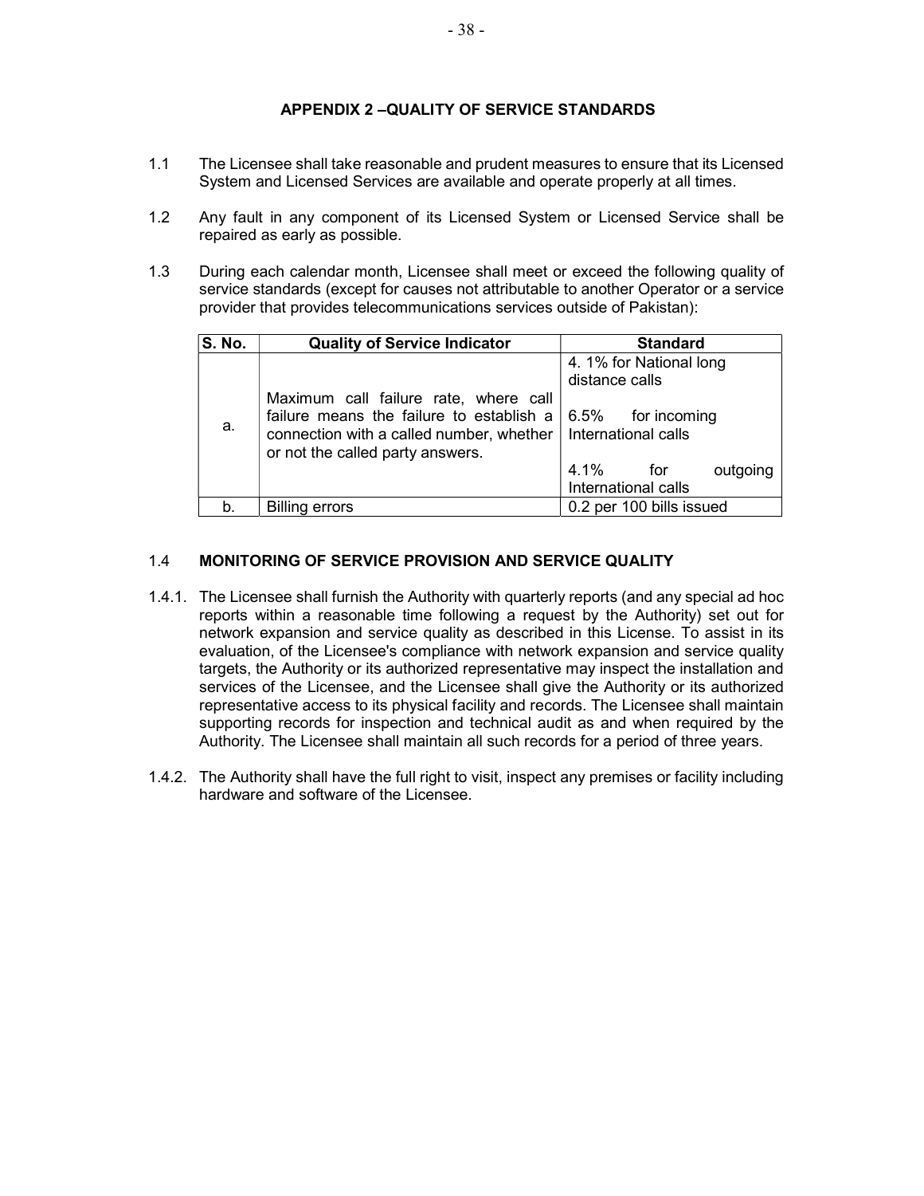## APPENDIX 2 –QUALITY OF SERVICE STANDARDS

1.1 The Licensee shall take reasonable and prudent measures to ensure that its Licensed System and Licensed Services are available and operate properly at all times.

1.2 Any fault in any component of its Licensed System or Licensed Service shall be repaired as early as possible.

1.3 During each calendar month, Licensee shall meet or exceed the following quality of service standards (except for causes not attributable to another Operator or a service provider that provides telecommunications services outside of Pakistan):

| S. No. | Quality of Service Indicator | Standard |
|---|---|---|
| a. | Maximum call failure rate, where call failure means the failure to establish a connection with a called number, whether or not the called party answers. | 4. 1% for National long distance calls<br><br>6.5% for incoming International calls<br><br>4.1% for outgoing International calls |
| b. | Billing errors | 0.2 per 100 bills issued |

1.4 **MONITORING OF SERVICE PROVISION AND SERVICE QUALITY**

1.4.1. The Licensee shall furnish the Authority with quarterly reports (and any special ad hoc reports within a reasonable time following a request by the Authority) set out for network expansion and service quality as described in this License. To assist in its evaluation, of the Licensee's compliance with network expansion and service quality targets, the Authority or its authorized representative may inspect the installation and services of the Licensee, and the Licensee shall give the Authority or its authorized representative access to its physical facility and records. The Licensee shall maintain supporting records for inspection and technical audit as and when required by the Authority. The Licensee shall maintain all such records for a period of three years.

1.4.2. The Authority shall have the full right to visit, inspect any premises or facility including hardware and software of the Licensee.